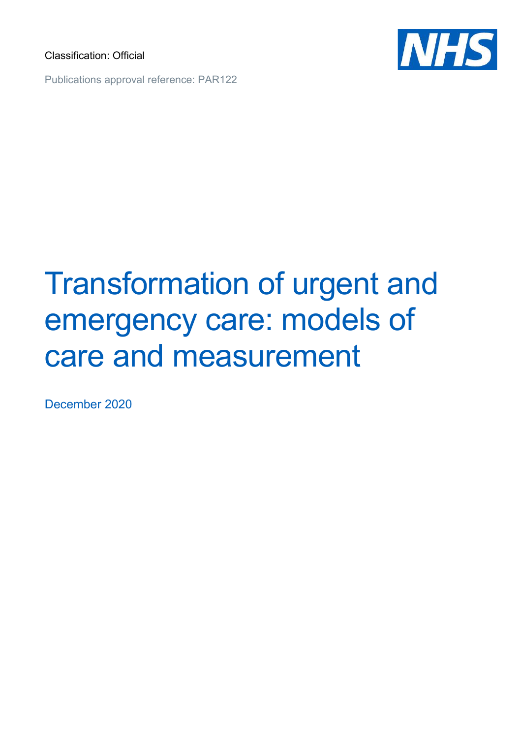Classification: Official

Publications approval reference: PAR122

# Transformation of urgent and emergency care: models of care and measurement

December 2020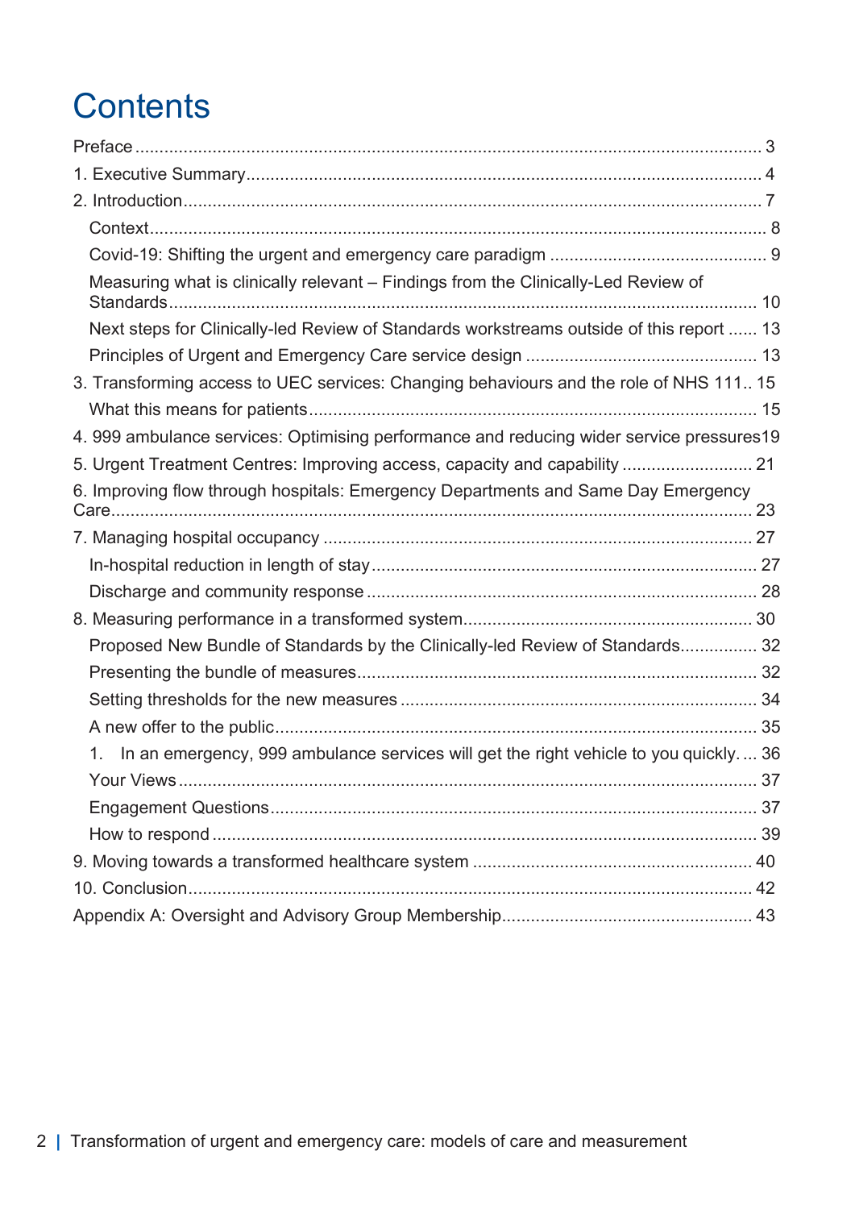# Contents

Preface ..... 3

1. Executive Summary ..... 4

2. Introduction ..... 7
   - Context ..... 8
   - Covid-19: Shifting the urgent and emergency care paradigm ..... 9
   - Measuring what is clinically relevant – Findings from the Clinically-Led Review of Standards ..... 10
   - Next steps for Clinically-led Review of Standards workstreams outside of this report ..... 13
   - Principles of Urgent and Emergency Care service design ..... 13

3. Transforming access to UEC services: Changing behaviours and the role of NHS 111 ..... 15
   - What this means for patients ..... 15

4. 999 ambulance services: Optimising performance and reducing wider service pressures ..... 19

5. Urgent Treatment Centres: Improving access, capacity and capability ..... 21

6. Improving flow through hospitals: Emergency Departments and Same Day Emergency Care ..... 23

7. Managing hospital occupancy ..... 27
   - In-hospital reduction in length of stay ..... 27
   - Discharge and community response ..... 28

8. Measuring performance in a transformed system ..... 30
   - Proposed New Bundle of Standards by the Clinically-led Review of Standards ..... 32
   - Presenting the bundle of measures ..... 32
   - Setting thresholds for the new measures ..... 34
   - A new offer to the public ..... 35
   - 1. In an emergency, 999 ambulance services will get the right vehicle to you quickly. ..... 36
   - Your Views ..... 37
   - Engagement Questions ..... 37
   - How to respond ..... 39

9. Moving towards a transformed healthcare system ..... 40

10. Conclusion ..... 42

Appendix A: Oversight and Advisory Group Membership ..... 43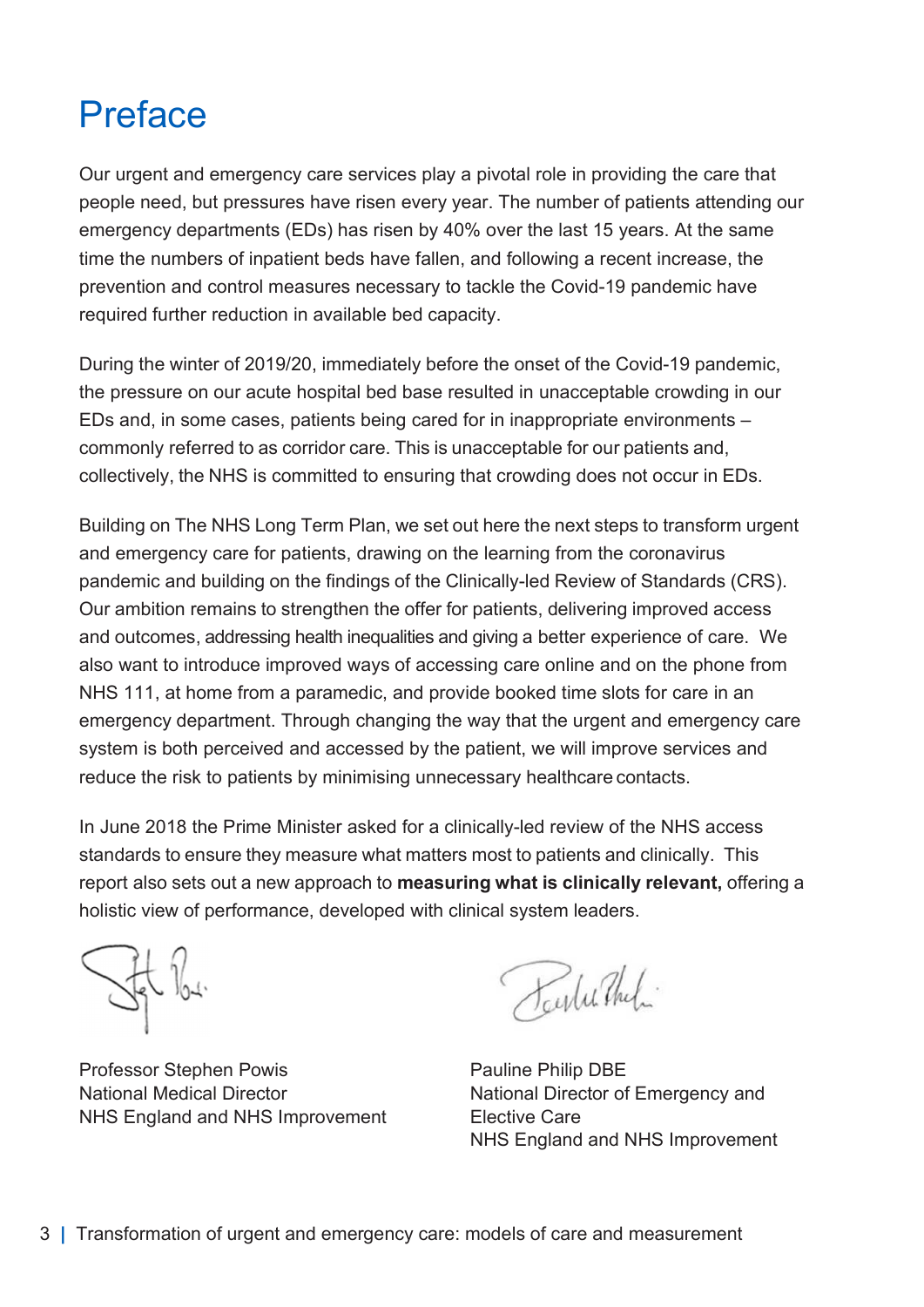# Preface

Our urgent and emergency care services play a pivotal role in providing the care that people need, but pressures have risen every year. The number of patients attending our emergency departments (EDs) has risen by 40% over the last 15 years. At the same time the numbers of inpatient beds have fallen, and following a recent increase, the prevention and control measures necessary to tackle the Covid-19 pandemic have required further reduction in available bed capacity.

During the winter of 2019/20, immediately before the onset of the Covid-19 pandemic, the pressure on our acute hospital bed base resulted in unacceptable crowding in our EDs and, in some cases, patients being cared for in inappropriate environments – commonly referred to as corridor care. This is unacceptable for our patients and, collectively, the NHS is committed to ensuring that crowding does not occur in EDs.

Building on The NHS Long Term Plan, we set out here the next steps to transform urgent and emergency care for patients, drawing on the learning from the coronavirus pandemic and building on the findings of the Clinically-led Review of Standards (CRS). Our ambition remains to strengthen the offer for patients, delivering improved access and outcomes, addressing health inequalities and giving a better experience of care. We also want to introduce improved ways of accessing care online and on the phone from NHS 111, at home from a paramedic, and provide booked time slots for care in an emergency department. Through changing the way that the urgent and emergency care system is both perceived and accessed by the patient, we will improve services and reduce the risk to patients by minimising unnecessary healthcare contacts.

In June 2018 the Prime Minister asked for a clinically-led review of the NHS access standards to ensure they measure what matters most to patients and clinically. This report also sets out a new approach to **measuring what is clinically relevant,** offering a holistic view of performance, developed with clinical system leaders.

Professor Stephen Powis
National Medical Director
NHS England and NHS Improvement

Pauline Philip DBE
National Director of Emergency and Elective Care
NHS England and NHS Improvement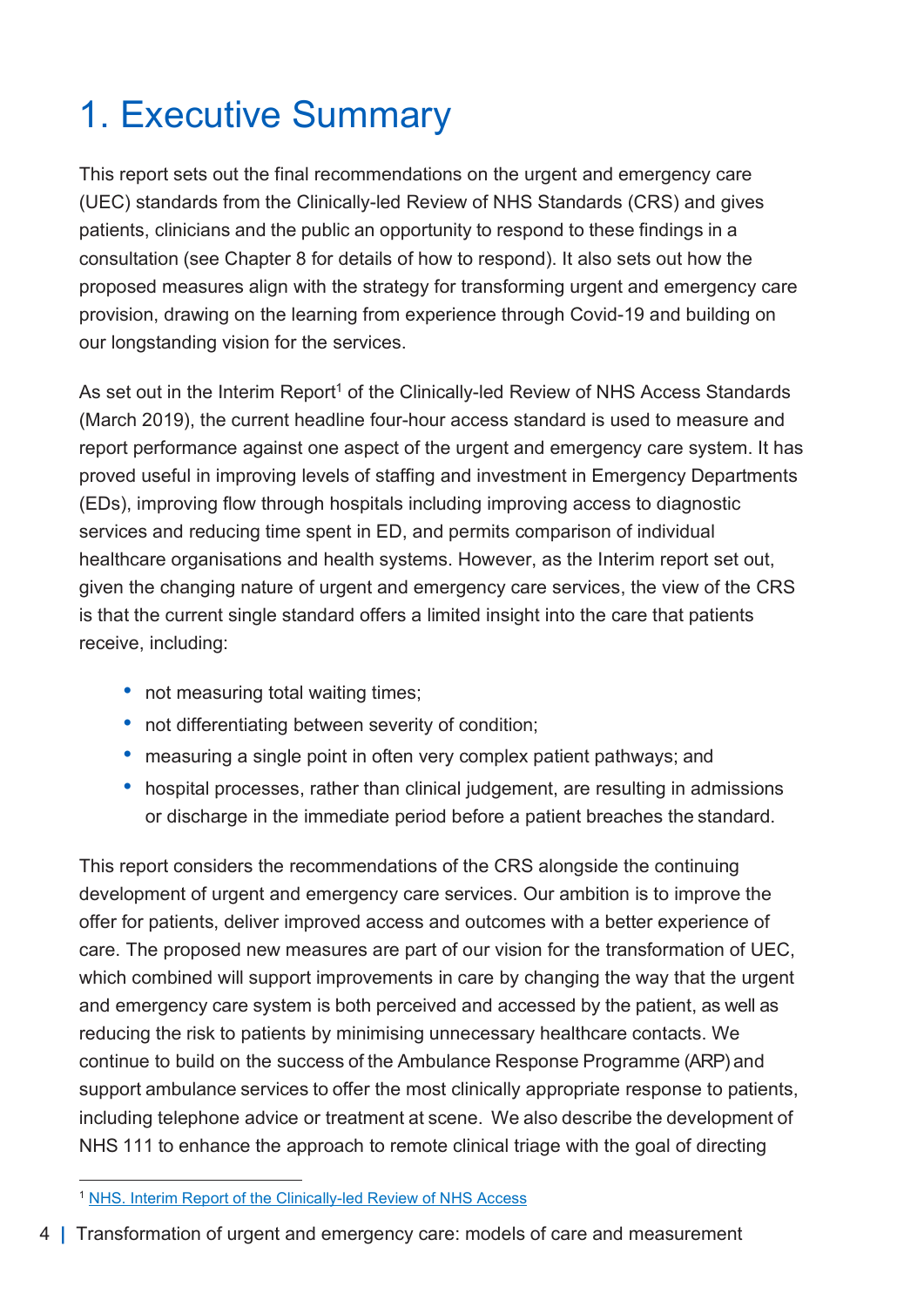# 1. Executive Summary

This report sets out the final recommendations on the urgent and emergency care (UEC) standards from the Clinically-led Review of NHS Standards (CRS) and gives patients, clinicians and the public an opportunity to respond to these findings in a consultation (see Chapter 8 for details of how to respond). It also sets out how the proposed measures align with the strategy for transforming urgent and emergency care provision, drawing on the learning from experience through Covid-19 and building on our longstanding vision for the services.

As set out in the Interim Report[1] of the Clinically-led Review of NHS Access Standards (March 2019), the current headline four-hour access standard is used to measure and report performance against one aspect of the urgent and emergency care system. It has proved useful in improving levels of staffing and investment in Emergency Departments (EDs), improving flow through hospitals including improving access to diagnostic services and reducing time spent in ED, and permits comparison of individual healthcare organisations and health systems. However, as the Interim report set out, given the changing nature of urgent and emergency care services, the view of the CRS is that the current single standard offers a limited insight into the care that patients receive, including:

- not measuring total waiting times;
- not differentiating between severity of condition;
- measuring a single point in often very complex patient pathways; and
- hospital processes, rather than clinical judgement, are resulting in admissions or discharge in the immediate period before a patient breaches the standard.

This report considers the recommendations of the CRS alongside the continuing development of urgent and emergency care services. Our ambition is to improve the offer for patients, deliver improved access and outcomes with a better experience of care. The proposed new measures are part of our vision for the transformation of UEC, which combined will support improvements in care by changing the way that the urgent and emergency care system is both perceived and accessed by the patient, as well as reducing the risk to patients by minimising unnecessary healthcare contacts. We continue to build on the success of the Ambulance Response Programme (ARP) and support ambulance services to offer the most clinically appropriate response to patients, including telephone advice or treatment at scene. We also describe the development of NHS 111 to enhance the approach to remote clinical triage with the goal of directing

[1] NHS. Interim Report of the Clinically-led Review of NHS Access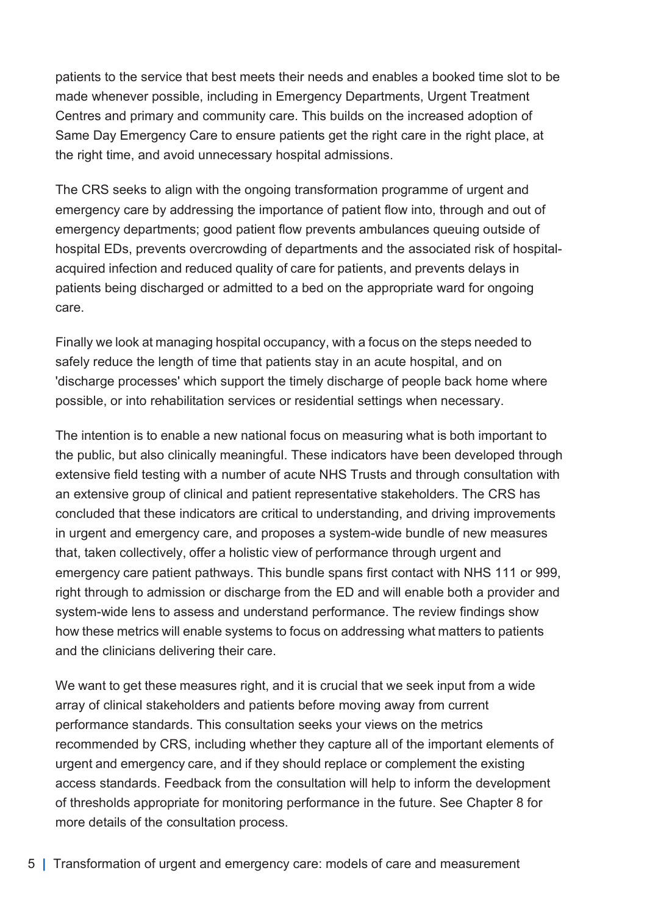patients to the service that best meets their needs and enables a booked time slot to be made whenever possible, including in Emergency Departments, Urgent Treatment Centres and primary and community care. This builds on the increased adoption of Same Day Emergency Care to ensure patients get the right care in the right place, at the right time, and avoid unnecessary hospital admissions.

The CRS seeks to align with the ongoing transformation programme of urgent and emergency care by addressing the importance of patient flow into, through and out of emergency departments; good patient flow prevents ambulances queuing outside of hospital EDs, prevents overcrowding of departments and the associated risk of hospital-acquired infection and reduced quality of care for patients, and prevents delays in patients being discharged or admitted to a bed on the appropriate ward for ongoing care.

Finally we look at managing hospital occupancy, with a focus on the steps needed to safely reduce the length of time that patients stay in an acute hospital, and on 'discharge processes' which support the timely discharge of people back home where possible, or into rehabilitation services or residential settings when necessary.

The intention is to enable a new national focus on measuring what is both important to the public, but also clinically meaningful. These indicators have been developed through extensive field testing with a number of acute NHS Trusts and through consultation with an extensive group of clinical and patient representative stakeholders. The CRS has concluded that these indicators are critical to understanding, and driving improvements in urgent and emergency care, and proposes a system-wide bundle of new measures that, taken collectively, offer a holistic view of performance through urgent and emergency care patient pathways. This bundle spans first contact with NHS 111 or 999, right through to admission or discharge from the ED and will enable both a provider and system-wide lens to assess and understand performance. The review findings show how these metrics will enable systems to focus on addressing what matters to patients and the clinicians delivering their care.

We want to get these measures right, and it is crucial that we seek input from a wide array of clinical stakeholders and patients before moving away from current performance standards. This consultation seeks your views on the metrics recommended by CRS, including whether they capture all of the important elements of urgent and emergency care, and if they should replace or complement the existing access standards. Feedback from the consultation will help to inform the development of thresholds appropriate for monitoring performance in the future. See Chapter 8 for more details of the consultation process.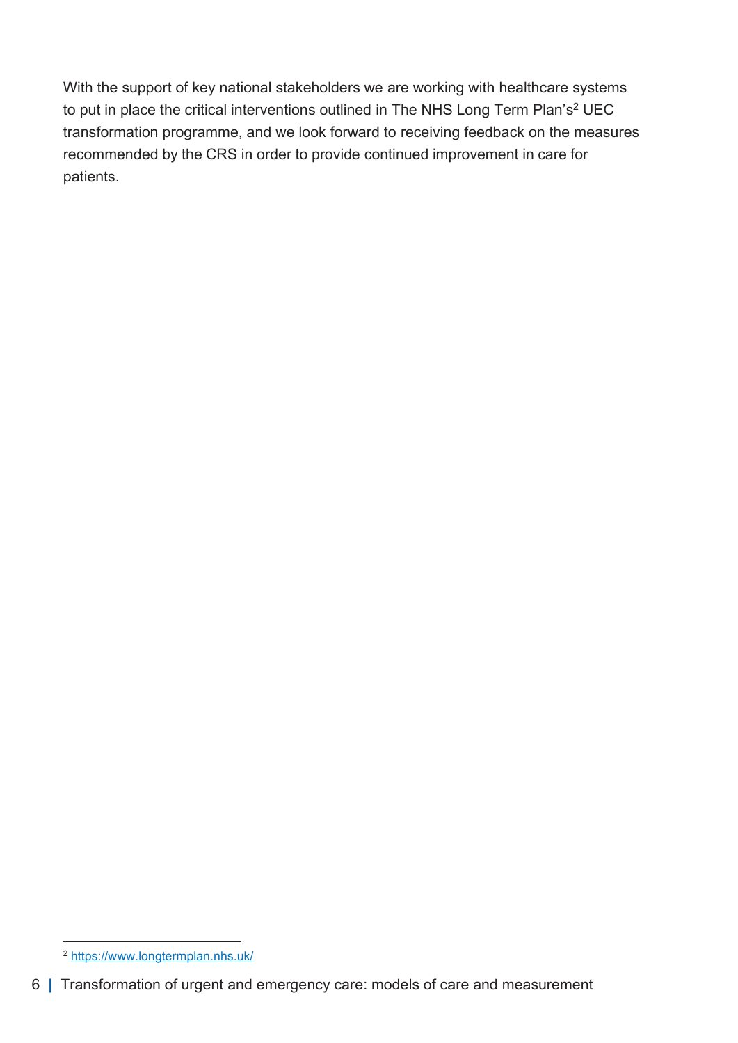With the support of key national stakeholders we are working with healthcare systems to put in place the critical interventions outlined in The NHS Long Term Plan's[2] UEC transformation programme, and we look forward to receiving feedback on the measures recommended by the CRS in order to provide continued improvement in care for patients.

[2] https://www.longtermplan.nhs.uk/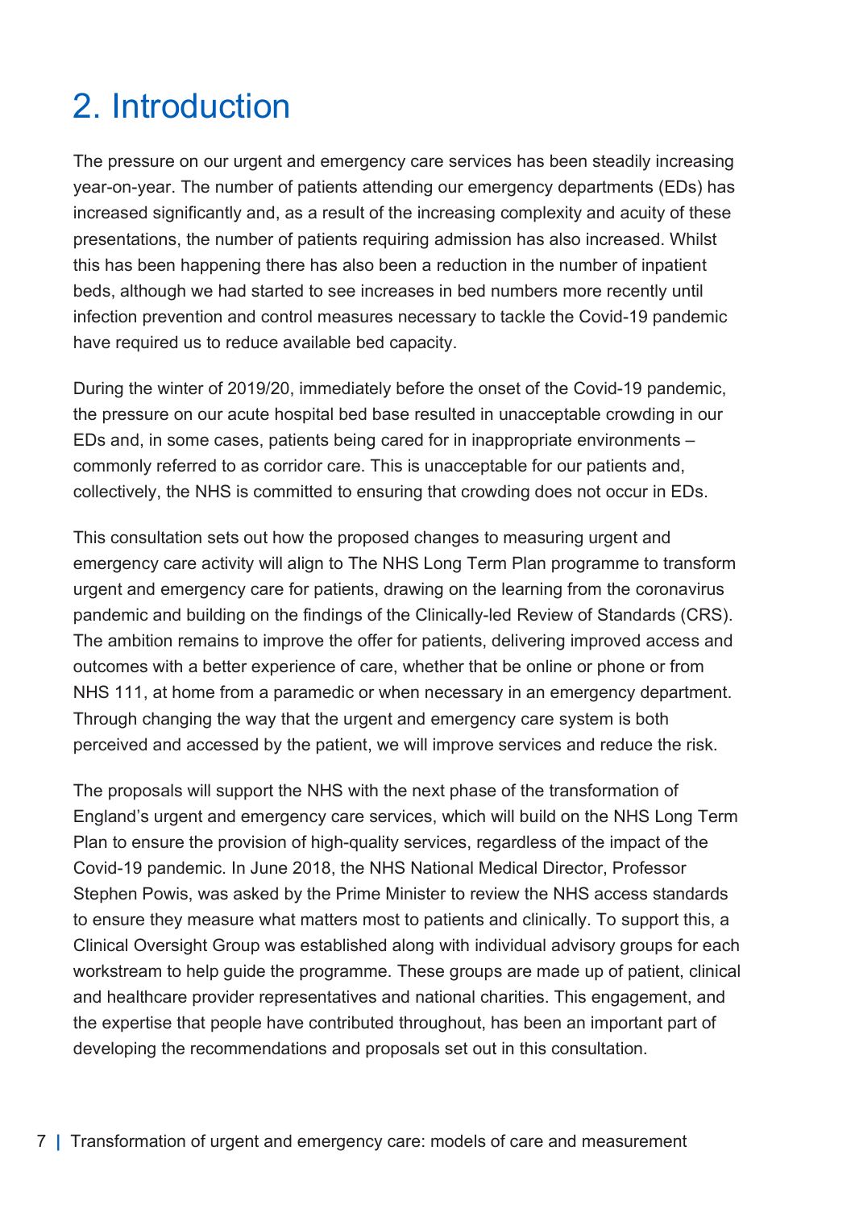# 2. Introduction

The pressure on our urgent and emergency care services has been steadily increasing year-on-year. The number of patients attending our emergency departments (EDs) has increased significantly and, as a result of the increasing complexity and acuity of these presentations, the number of patients requiring admission has also increased. Whilst this has been happening there has also been a reduction in the number of inpatient beds, although we had started to see increases in bed numbers more recently until infection prevention and control measures necessary to tackle the Covid-19 pandemic have required us to reduce available bed capacity.

During the winter of 2019/20, immediately before the onset of the Covid-19 pandemic, the pressure on our acute hospital bed base resulted in unacceptable crowding in our EDs and, in some cases, patients being cared for in inappropriate environments – commonly referred to as corridor care. This is unacceptable for our patients and, collectively, the NHS is committed to ensuring that crowding does not occur in EDs.

This consultation sets out how the proposed changes to measuring urgent and emergency care activity will align to The NHS Long Term Plan programme to transform urgent and emergency care for patients, drawing on the learning from the coronavirus pandemic and building on the findings of the Clinically-led Review of Standards (CRS). The ambition remains to improve the offer for patients, delivering improved access and outcomes with a better experience of care, whether that be online or phone or from NHS 111, at home from a paramedic or when necessary in an emergency department. Through changing the way that the urgent and emergency care system is both perceived and accessed by the patient, we will improve services and reduce the risk.

The proposals will support the NHS with the next phase of the transformation of England's urgent and emergency care services, which will build on the NHS Long Term Plan to ensure the provision of high-quality services, regardless of the impact of the Covid-19 pandemic. In June 2018, the NHS National Medical Director, Professor Stephen Powis, was asked by the Prime Minister to review the NHS access standards to ensure they measure what matters most to patients and clinically. To support this, a Clinical Oversight Group was established along with individual advisory groups for each workstream to help guide the programme. These groups are made up of patient, clinical and healthcare provider representatives and national charities. This engagement, and the expertise that people have contributed throughout, has been an important part of developing the recommendations and proposals set out in this consultation.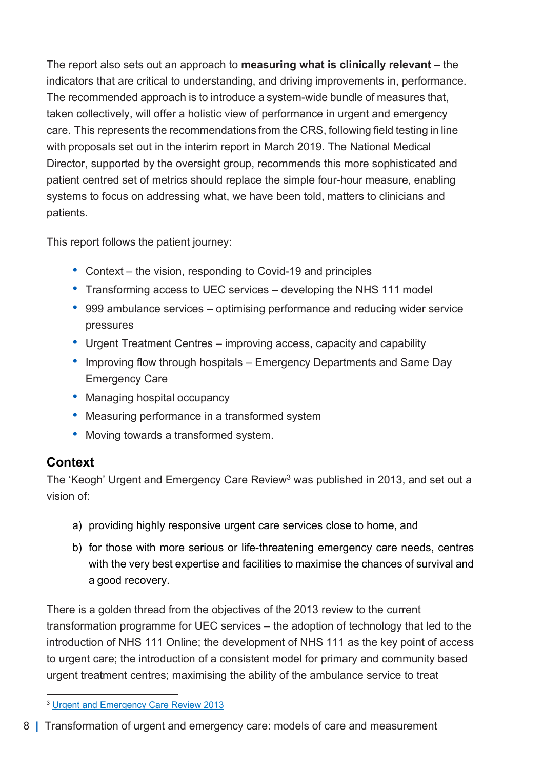The report also sets out an approach to **measuring what is clinically relevant** – the indicators that are critical to understanding, and driving improvements in, performance. The recommended approach is to introduce a system-wide bundle of measures that, taken collectively, will offer a holistic view of performance in urgent and emergency care. This represents the recommendations from the CRS, following field testing in line with proposals set out in the interim report in March 2019. The National Medical Director, supported by the oversight group, recommends this more sophisticated and patient centred set of metrics should replace the simple four-hour measure, enabling systems to focus on addressing what, we have been told, matters to clinicians and patients.

This report follows the patient journey:

- Context – the vision, responding to Covid-19 and principles
- Transforming access to UEC services – developing the NHS 111 model
- 999 ambulance services – optimising performance and reducing wider service pressures
- Urgent Treatment Centres – improving access, capacity and capability
- Improving flow through hospitals – Emergency Departments and Same Day Emergency Care
- Managing hospital occupancy
- Measuring performance in a transformed system
- Moving towards a transformed system.

## Context

The 'Keogh' Urgent and Emergency Care Review[3] was published in 2013, and set out a vision of:

a) providing highly responsive urgent care services close to home, and

b) for those with more serious or life-threatening emergency care needs, centres with the very best expertise and facilities to maximise the chances of survival and a good recovery.

There is a golden thread from the objectives of the 2013 review to the current transformation programme for UEC services – the adoption of technology that led to the introduction of NHS 111 Online; the development of NHS 111 as the key point of access to urgent care; the introduction of a consistent model for primary and community based urgent treatment centres; maximising the ability of the ambulance service to treat

[3] Urgent and Emergency Care Review 2013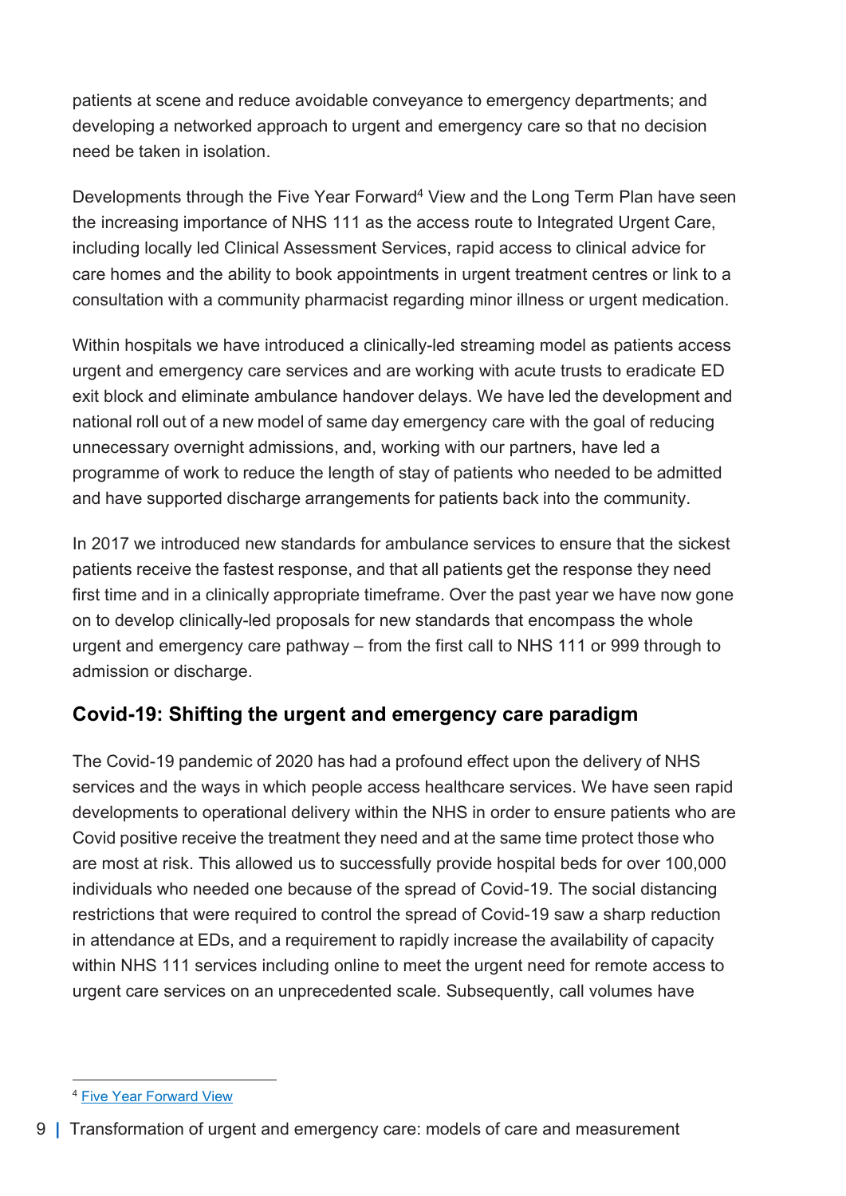patients at scene and reduce avoidable conveyance to emergency departments; and developing a networked approach to urgent and emergency care so that no decision need be taken in isolation.

Developments through the Five Year Forward[4] View and the Long Term Plan have seen the increasing importance of NHS 111 as the access route to Integrated Urgent Care, including locally led Clinical Assessment Services, rapid access to clinical advice for care homes and the ability to book appointments in urgent treatment centres or link to a consultation with a community pharmacist regarding minor illness or urgent medication.

Within hospitals we have introduced a clinically-led streaming model as patients access urgent and emergency care services and are working with acute trusts to eradicate ED exit block and eliminate ambulance handover delays. We have led the development and national roll out of a new model of same day emergency care with the goal of reducing unnecessary overnight admissions, and, working with our partners, have led a programme of work to reduce the length of stay of patients who needed to be admitted and have supported discharge arrangements for patients back into the community.

In 2017 we introduced new standards for ambulance services to ensure that the sickest patients receive the fastest response, and that all patients get the response they need first time and in a clinically appropriate timeframe. Over the past year we have now gone on to develop clinically-led proposals for new standards that encompass the whole urgent and emergency care pathway – from the first call to NHS 111 or 999 through to admission or discharge.

## Covid-19: Shifting the urgent and emergency care paradigm

The Covid-19 pandemic of 2020 has had a profound effect upon the delivery of NHS services and the ways in which people access healthcare services. We have seen rapid developments to operational delivery within the NHS in order to ensure patients who are Covid positive receive the treatment they need and at the same time protect those who are most at risk. This allowed us to successfully provide hospital beds for over 100,000 individuals who needed one because of the spread of Covid-19. The social distancing restrictions that were required to control the spread of Covid-19 saw a sharp reduction in attendance at EDs, and a requirement to rapidly increase the availability of capacity within NHS 111 services including online to meet the urgent need for remote access to urgent care services on an unprecedented scale. Subsequently, call volumes have

[4] Five Year Forward View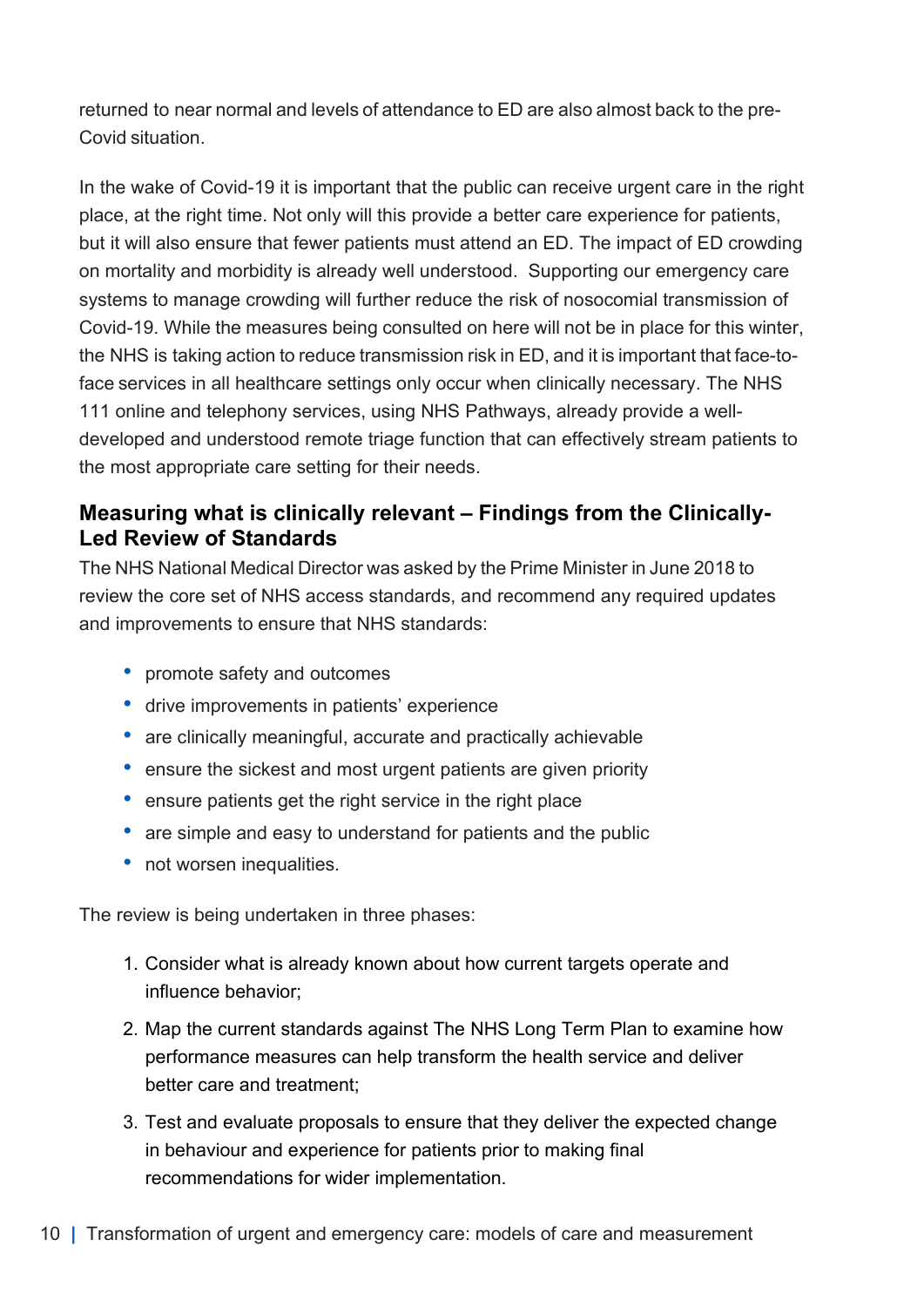returned to near normal and levels of attendance to ED are also almost back to the pre-Covid situation.

In the wake of Covid-19 it is important that the public can receive urgent care in the right place, at the right time. Not only will this provide a better care experience for patients, but it will also ensure that fewer patients must attend an ED. The impact of ED crowding on mortality and morbidity is already well understood. Supporting our emergency care systems to manage crowding will further reduce the risk of nosocomial transmission of Covid-19. While the measures being consulted on here will not be in place for this winter, the NHS is taking action to reduce transmission risk in ED, and it is important that face-to-face services in all healthcare settings only occur when clinically necessary. The NHS 111 online and telephony services, using NHS Pathways, already provide a well-developed and understood remote triage function that can effectively stream patients to the most appropriate care setting for their needs.

## Measuring what is clinically relevant – Findings from the Clinically-Led Review of Standards

The NHS National Medical Director was asked by the Prime Minister in June 2018 to review the core set of NHS access standards, and recommend any required updates and improvements to ensure that NHS standards:

- promote safety and outcomes
- drive improvements in patients' experience
- are clinically meaningful, accurate and practically achievable
- ensure the sickest and most urgent patients are given priority
- ensure patients get the right service in the right place
- are simple and easy to understand for patients and the public
- not worsen inequalities.

The review is being undertaken in three phases:

1. Consider what is already known about how current targets operate and influence behavior;
2. Map the current standards against The NHS Long Term Plan to examine how performance measures can help transform the health service and deliver better care and treatment;
3. Test and evaluate proposals to ensure that they deliver the expected change in behaviour and experience for patients prior to making final recommendations for wider implementation.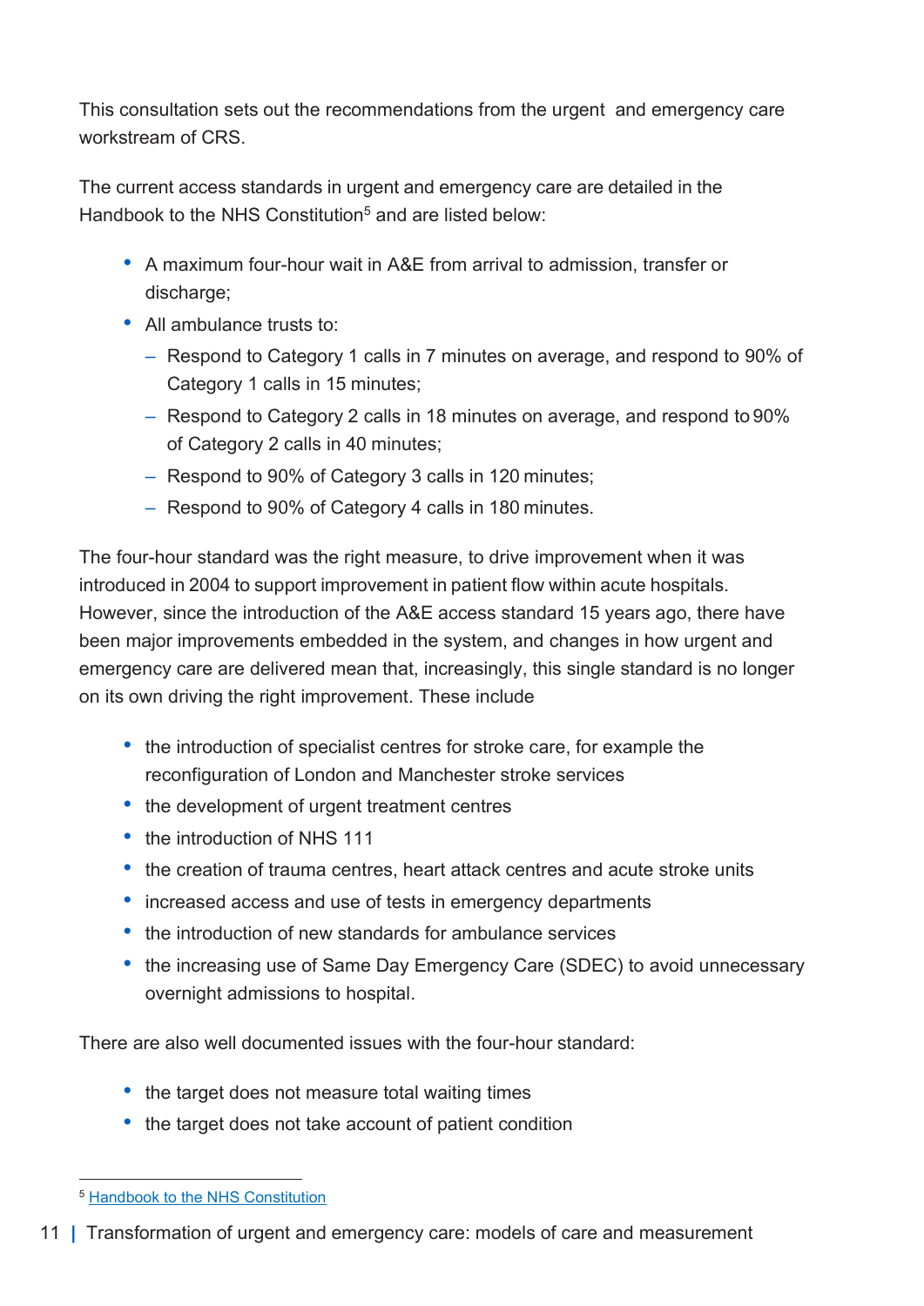This consultation sets out the recommendations from the urgent and emergency care workstream of CRS.

The current access standards in urgent and emergency care are detailed in the Handbook to the NHS Constitution[5] and are listed below:

- A maximum four-hour wait in A&E from arrival to admission, transfer or discharge;
- All ambulance trusts to:
  - Respond to Category 1 calls in 7 minutes on average, and respond to 90% of Category 1 calls in 15 minutes;
  - Respond to Category 2 calls in 18 minutes on average, and respond to 90% of Category 2 calls in 40 minutes;
  - Respond to 90% of Category 3 calls in 120 minutes;
  - Respond to 90% of Category 4 calls in 180 minutes.

The four-hour standard was the right measure, to drive improvement when it was introduced in 2004 to support improvement in patient flow within acute hospitals. However, since the introduction of the A&E access standard 15 years ago, there have been major improvements embedded in the system, and changes in how urgent and emergency care are delivered mean that, increasingly, this single standard is no longer on its own driving the right improvement. These include

- the introduction of specialist centres for stroke care, for example the reconfiguration of London and Manchester stroke services
- the development of urgent treatment centres
- the introduction of NHS 111
- the creation of trauma centres, heart attack centres and acute stroke units
- increased access and use of tests in emergency departments
- the introduction of new standards for ambulance services
- the increasing use of Same Day Emergency Care (SDEC) to avoid unnecessary overnight admissions to hospital.

There are also well documented issues with the four-hour standard:

- the target does not measure total waiting times
- the target does not take account of patient condition

[5] Handbook to the NHS Constitution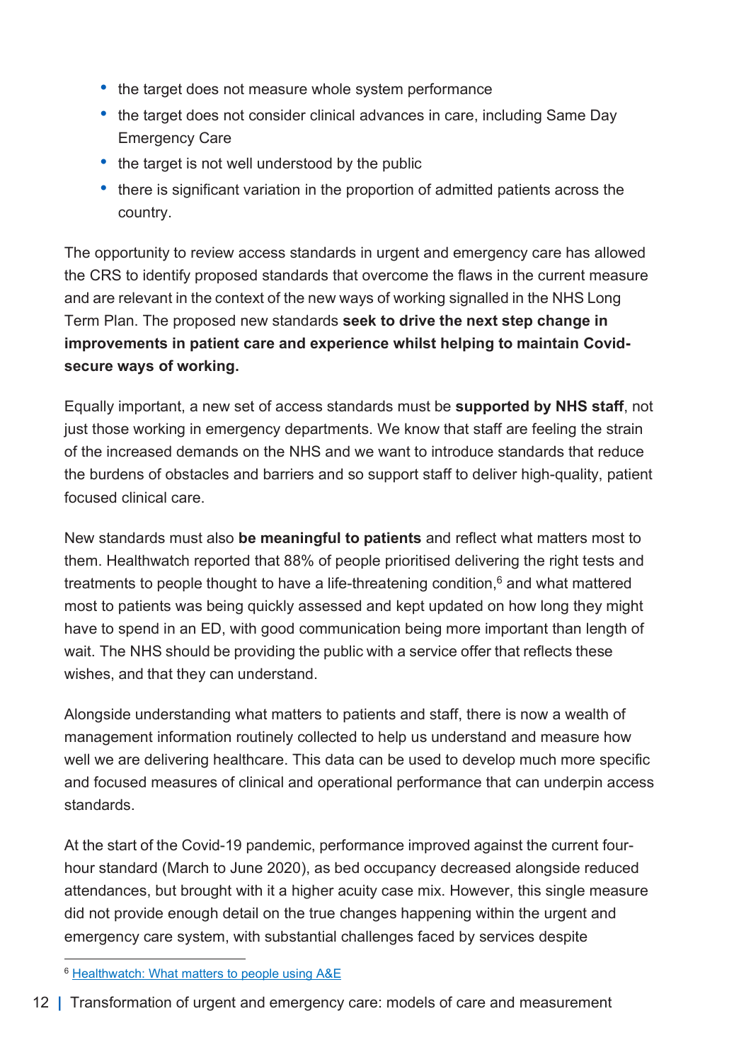- the target does not measure whole system performance
- the target does not consider clinical advances in care, including Same Day Emergency Care
- the target is not well understood by the public
- there is significant variation in the proportion of admitted patients across the country.

The opportunity to review access standards in urgent and emergency care has allowed the CRS to identify proposed standards that overcome the flaws in the current measure and are relevant in the context of the new ways of working signalled in the NHS Long Term Plan. The proposed new standards **seek to drive the next step change in improvements in patient care and experience whilst helping to maintain Covid-secure ways of working.**

Equally important, a new set of access standards must be **supported by NHS staff**, not just those working in emergency departments. We know that staff are feeling the strain of the increased demands on the NHS and we want to introduce standards that reduce the burdens of obstacles and barriers and so support staff to deliver high-quality, patient focused clinical care.

New standards must also **be meaningful to patients** and reflect what matters most to them. Healthwatch reported that 88% of people prioritised delivering the right tests and treatments to people thought to have a life-threatening condition,[6] and what mattered most to patients was being quickly assessed and kept updated on how long they might have to spend in an ED, with good communication being more important than length of wait. The NHS should be providing the public with a service offer that reflects these wishes, and that they can understand.

Alongside understanding what matters to patients and staff, there is now a wealth of management information routinely collected to help us understand and measure how well we are delivering healthcare. This data can be used to develop much more specific and focused measures of clinical and operational performance that can underpin access standards.

At the start of the Covid-19 pandemic, performance improved against the current four-hour standard (March to June 2020), as bed occupancy decreased alongside reduced attendances, but brought with it a higher acuity case mix. However, this single measure did not provide enough detail on the true changes happening within the urgent and emergency care system, with substantial challenges faced by services despite

[6] Healthwatch: What matters to people using A&E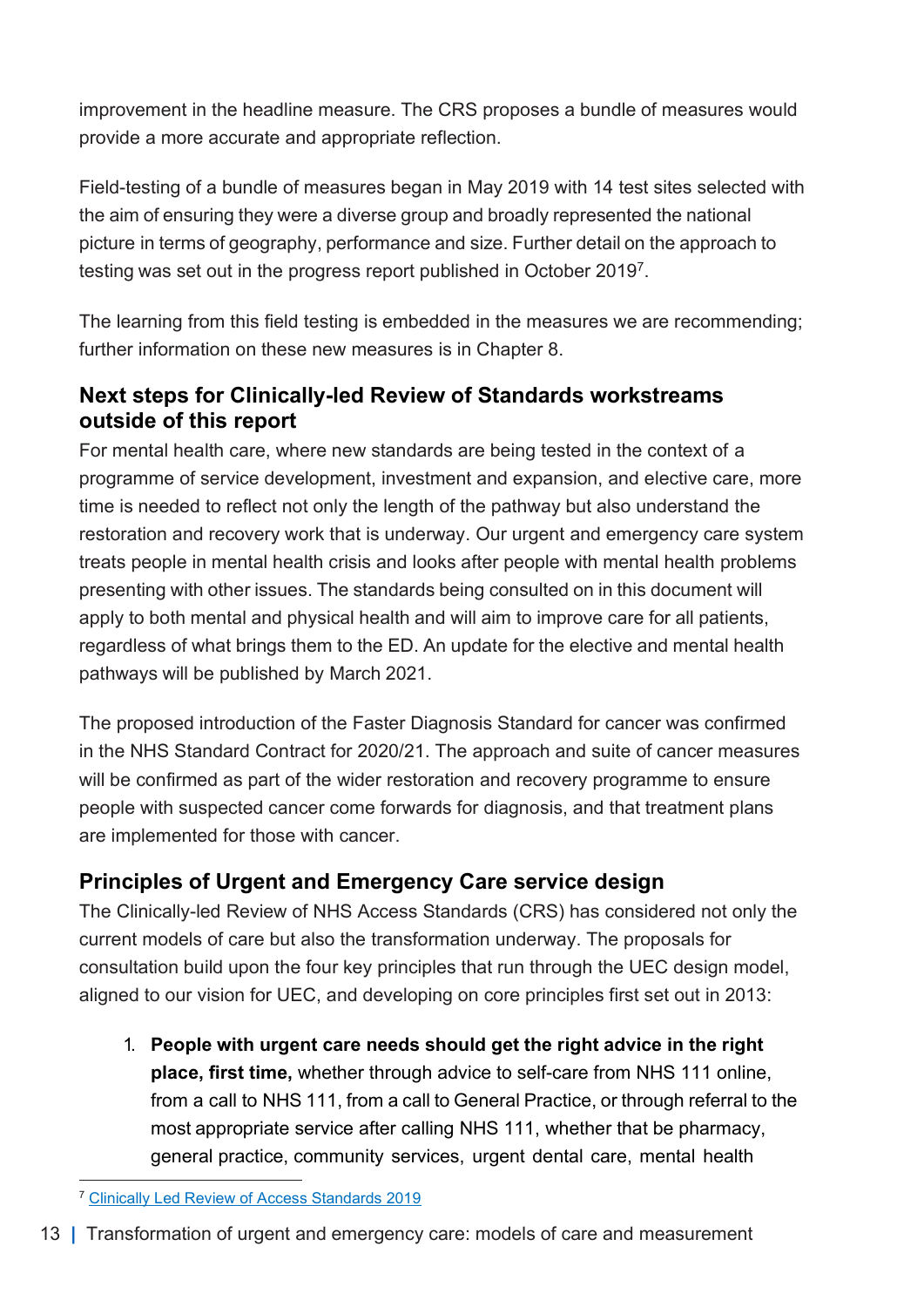improvement in the headline measure. The CRS proposes a bundle of measures would provide a more accurate and appropriate reflection.

Field-testing of a bundle of measures began in May 2019 with 14 test sites selected with the aim of ensuring they were a diverse group and broadly represented the national picture in terms of geography, performance and size. Further detail on the approach to testing was set out in the progress report published in October 2019[7].

The learning from this field testing is embedded in the measures we are recommending; further information on these new measures is in Chapter 8.

## Next steps for Clinically-led Review of Standards workstreams outside of this report

For mental health care, where new standards are being tested in the context of a programme of service development, investment and expansion, and elective care, more time is needed to reflect not only the length of the pathway but also understand the restoration and recovery work that is underway. Our urgent and emergency care system treats people in mental health crisis and looks after people with mental health problems presenting with other issues. The standards being consulted on in this document will apply to both mental and physical health and will aim to improve care for all patients, regardless of what brings them to the ED. An update for the elective and mental health pathways will be published by March 2021.

The proposed introduction of the Faster Diagnosis Standard for cancer was confirmed in the NHS Standard Contract for 2020/21. The approach and suite of cancer measures will be confirmed as part of the wider restoration and recovery programme to ensure people with suspected cancer come forwards for diagnosis, and that treatment plans are implemented for those with cancer.

## Principles of Urgent and Emergency Care service design

The Clinically-led Review of NHS Access Standards (CRS) has considered not only the current models of care but also the transformation underway. The proposals for consultation build upon the four key principles that run through the UEC design model, aligned to our vision for UEC, and developing on core principles first set out in 2013:

1. **People with urgent care needs should get the right advice in the right place, first time,** whether through advice to self-care from NHS 111 online, from a call to NHS 111, from a call to General Practice, or through referral to the most appropriate service after calling NHS 111, whether that be pharmacy, general practice, community services, urgent dental care, mental health

[7] Clinically Led Review of Access Standards 2019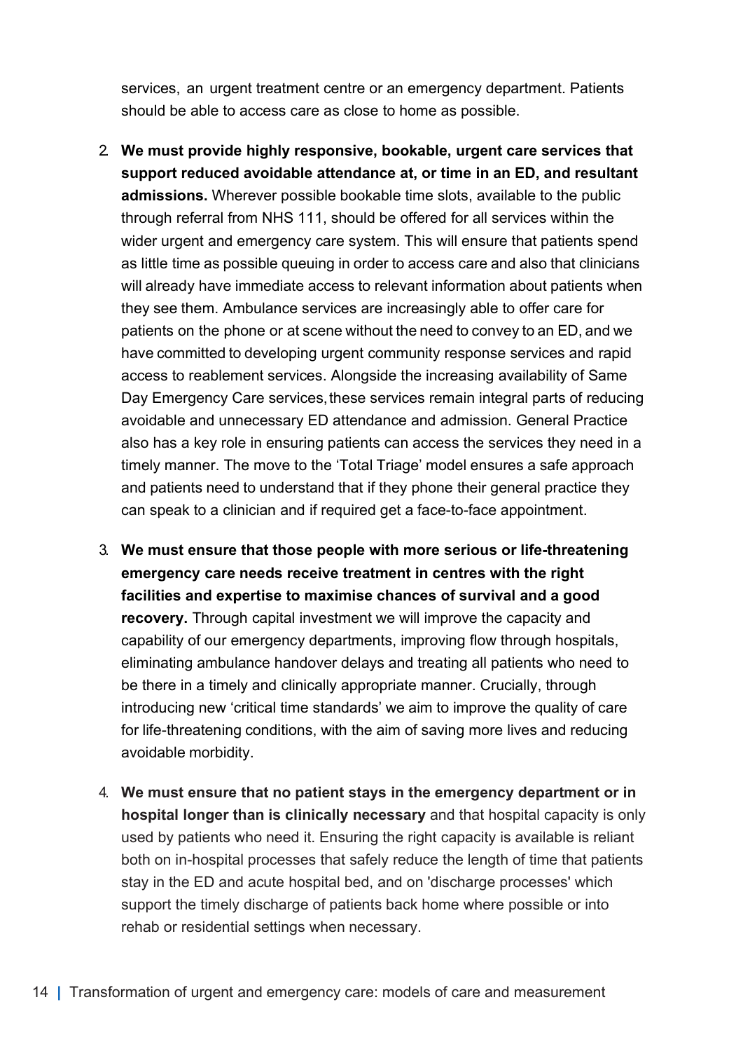services, an urgent treatment centre or an emergency department. Patients should be able to access care as close to home as possible.

2. **We must provide highly responsive, bookable, urgent care services that support reduced avoidable attendance at, or time in an ED, and resultant admissions.** Wherever possible bookable time slots, available to the public through referral from NHS 111, should be offered for all services within the wider urgent and emergency care system. This will ensure that patients spend as little time as possible queuing in order to access care and also that clinicians will already have immediate access to relevant information about patients when they see them. Ambulance services are increasingly able to offer care for patients on the phone or at scene without the need to convey to an ED, and we have committed to developing urgent community response services and rapid access to reablement services. Alongside the increasing availability of Same Day Emergency Care services, these services remain integral parts of reducing avoidable and unnecessary ED attendance and admission. General Practice also has a key role in ensuring patients can access the services they need in a timely manner. The move to the 'Total Triage' model ensures a safe approach and patients need to understand that if they phone their general practice they can speak to a clinician and if required get a face-to-face appointment.

3. **We must ensure that those people with more serious or life-threatening emergency care needs receive treatment in centres with the right facilities and expertise to maximise chances of survival and a good recovery.** Through capital investment we will improve the capacity and capability of our emergency departments, improving flow through hospitals, eliminating ambulance handover delays and treating all patients who need to be there in a timely and clinically appropriate manner. Crucially, through introducing new 'critical time standards' we aim to improve the quality of care for life-threatening conditions, with the aim of saving more lives and reducing avoidable morbidity.

4. **We must ensure that no patient stays in the emergency department or in hospital longer than is clinically necessary** and that hospital capacity is only used by patients who need it. Ensuring the right capacity is available is reliant both on in-hospital processes that safely reduce the length of time that patients stay in the ED and acute hospital bed, and on 'discharge processes' which support the timely discharge of patients back home where possible or into rehab or residential settings when necessary.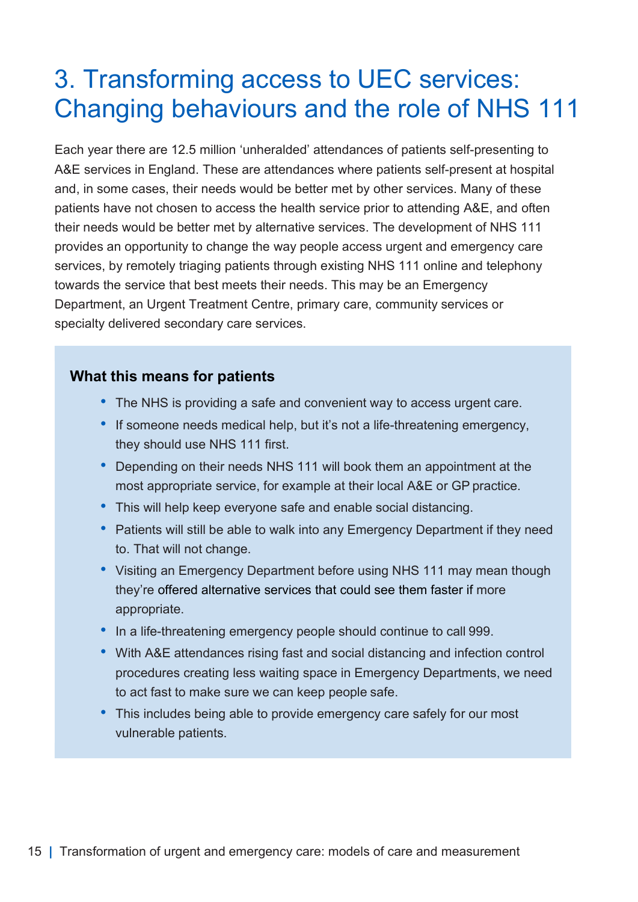# 3. Transforming access to UEC services: Changing behaviours and the role of NHS 111

Each year there are 12.5 million 'unheralded' attendances of patients self-presenting to A&E services in England. These are attendances where patients self-present at hospital and, in some cases, their needs would be better met by other services. Many of these patients have not chosen to access the health service prior to attending A&E, and often their needs would be better met by alternative services. The development of NHS 111 provides an opportunity to change the way people access urgent and emergency care services, by remotely triaging patients through existing NHS 111 online and telephony towards the service that best meets their needs. This may be an Emergency Department, an Urgent Treatment Centre, primary care, community services or specialty delivered secondary care services.

**What this means for patients**

- The NHS is providing a safe and convenient way to access urgent care.
- If someone needs medical help, but it's not a life-threatening emergency, they should use NHS 111 first.
- Depending on their needs NHS 111 will book them an appointment at the most appropriate service, for example at their local A&E or GP practice.
- This will help keep everyone safe and enable social distancing.
- Patients will still be able to walk into any Emergency Department if they need to. That will not change.
- Visiting an Emergency Department before using NHS 111 may mean though they're offered alternative services that could see them faster if more appropriate.
- In a life-threatening emergency people should continue to call 999.
- With A&E attendances rising fast and social distancing and infection control procedures creating less waiting space in Emergency Departments, we need to act fast to make sure we can keep people safe.
- This includes being able to provide emergency care safely for our most vulnerable patients.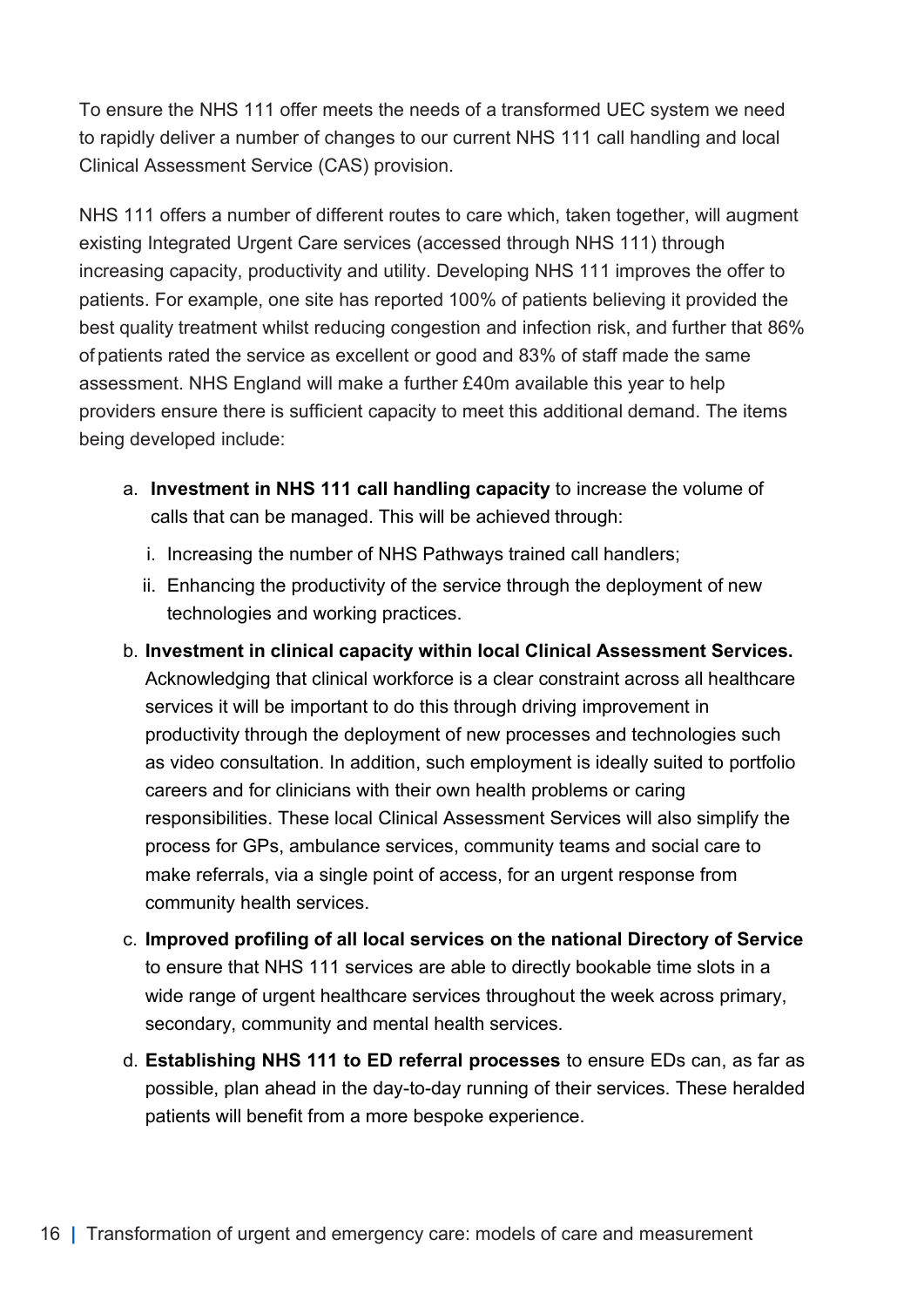To ensure the NHS 111 offer meets the needs of a transformed UEC system we need to rapidly deliver a number of changes to our current NHS 111 call handling and local Clinical Assessment Service (CAS) provision.

NHS 111 offers a number of different routes to care which, taken together, will augment existing Integrated Urgent Care services (accessed through NHS 111) through increasing capacity, productivity and utility. Developing NHS 111 improves the offer to patients. For example, one site has reported 100% of patients believing it provided the best quality treatment whilst reducing congestion and infection risk, and further that 86% of patients rated the service as excellent or good and 83% of staff made the same assessment. NHS England will make a further £40m available this year to help providers ensure there is sufficient capacity to meet this additional demand. The items being developed include:

a. **Investment in NHS 111 call handling capacity** to increase the volume of calls that can be managed. This will be achieved through:
   i. Increasing the number of NHS Pathways trained call handlers;
   ii. Enhancing the productivity of the service through the deployment of new technologies and working practices.

b. **Investment in clinical capacity within local Clinical Assessment Services.** Acknowledging that clinical workforce is a clear constraint across all healthcare services it will be important to do this through driving improvement in productivity through the deployment of new processes and technologies such as video consultation. In addition, such employment is ideally suited to portfolio careers and for clinicians with their own health problems or caring responsibilities. These local Clinical Assessment Services will also simplify the process for GPs, ambulance services, community teams and social care to make referrals, via a single point of access, for an urgent response from community health services.

c. **Improved profiling of all local services on the national Directory of Service** to ensure that NHS 111 services are able to directly bookable time slots in a wide range of urgent healthcare services throughout the week across primary, secondary, community and mental health services.

d. **Establishing NHS 111 to ED referral processes** to ensure EDs can, as far as possible, plan ahead in the day-to-day running of their services. These heralded patients will benefit from a more bespoke experience.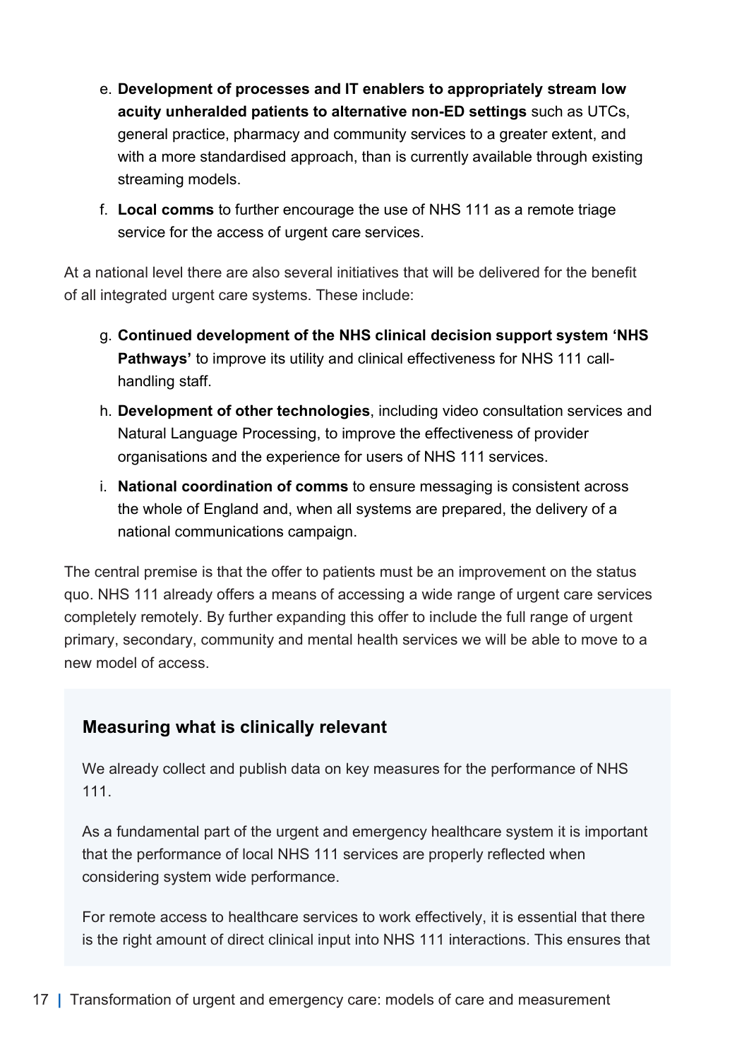e. **Development of processes and IT enablers to appropriately stream low acuity unheralded patients to alternative non-ED settings** such as UTCs, general practice, pharmacy and community services to a greater extent, and with a more standardised approach, than is currently available through existing streaming models.

f. **Local comms** to further encourage the use of NHS 111 as a remote triage service for the access of urgent care services.

At a national level there are also several initiatives that will be delivered for the benefit of all integrated urgent care systems. These include:

g. **Continued development of the NHS clinical decision support system 'NHS Pathways'** to improve its utility and clinical effectiveness for NHS 111 call-handling staff.

h. **Development of other technologies**, including video consultation services and Natural Language Processing, to improve the effectiveness of provider organisations and the experience for users of NHS 111 services.

i. **National coordination of comms** to ensure messaging is consistent across the whole of England and, when all systems are prepared, the delivery of a national communications campaign.

The central premise is that the offer to patients must be an improvement on the status quo. NHS 111 already offers a means of accessing a wide range of urgent care services completely remotely. By further expanding this offer to include the full range of urgent primary, secondary, community and mental health services we will be able to move to a new model of access.

### Measuring what is clinically relevant

We already collect and publish data on key measures for the performance of NHS 111.

As a fundamental part of the urgent and emergency healthcare system it is important that the performance of local NHS 111 services are properly reflected when considering system wide performance.

For remote access to healthcare services to work effectively, it is essential that there is the right amount of direct clinical input into NHS 111 interactions. This ensures that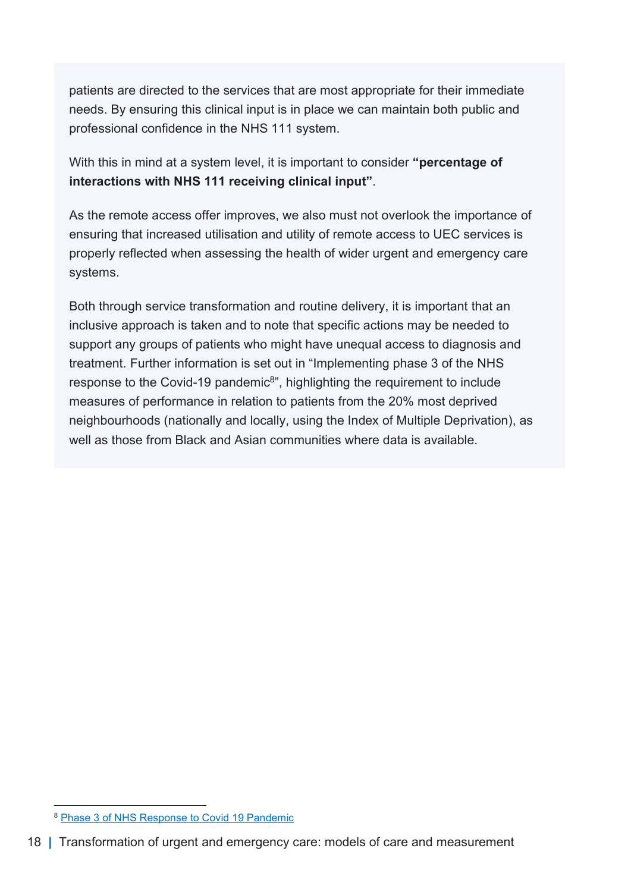patients are directed to the services that are most appropriate for their immediate needs. By ensuring this clinical input is in place we can maintain both public and professional confidence in the NHS 111 system.

With this in mind at a system level, it is important to consider **"percentage of interactions with NHS 111 receiving clinical input"**.

As the remote access offer improves, we also must not overlook the importance of ensuring that increased utilisation and utility of remote access to UEC services is properly reflected when assessing the health of wider urgent and emergency care systems.

Both through service transformation and routine delivery, it is important that an inclusive approach is taken and to note that specific actions may be needed to support any groups of patients who might have unequal access to diagnosis and treatment. Further information is set out in "Implementing phase 3 of the NHS response to the Covid-19 pandemic[8]", highlighting the requirement to include measures of performance in relation to patients from the 20% most deprived neighbourhoods (nationally and locally, using the Index of Multiple Deprivation), as well as those from Black and Asian communities where data is available.

[8] Phase 3 of NHS Response to Covid 19 Pandemic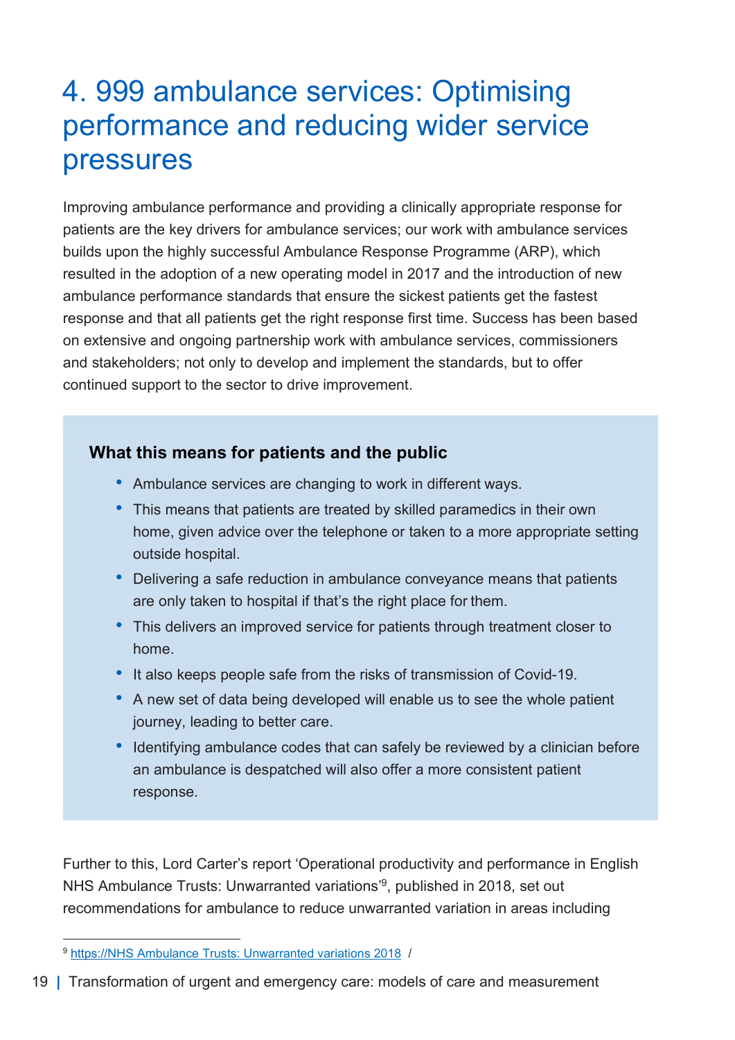# 4. 999 ambulance services: Optimising performance and reducing wider service pressures

Improving ambulance performance and providing a clinically appropriate response for patients are the key drivers for ambulance services; our work with ambulance services builds upon the highly successful Ambulance Response Programme (ARP), which resulted in the adoption of a new operating model in 2017 and the introduction of new ambulance performance standards that ensure the sickest patients get the fastest response and that all patients get the right response first time. Success has been based on extensive and ongoing partnership work with ambulance services, commissioners and stakeholders; not only to develop and implement the standards, but to offer continued support to the sector to drive improvement.

**What this means for patients and the public**

- Ambulance services are changing to work in different ways.
- This means that patients are treated by skilled paramedics in their own home, given advice over the telephone or taken to a more appropriate setting outside hospital.
- Delivering a safe reduction in ambulance conveyance means that patients are only taken to hospital if that's the right place for them.
- This delivers an improved service for patients through treatment closer to home.
- It also keeps people safe from the risks of transmission of Covid-19.
- A new set of data being developed will enable us to see the whole patient journey, leading to better care.
- Identifying ambulance codes that can safely be reviewed by a clinician before an ambulance is despatched will also offer a more consistent patient response.

Further to this, Lord Carter's report 'Operational productivity and performance in English NHS Ambulance Trusts: Unwarranted variations'[9], published in 2018, set out recommendations for ambulance to reduce unwarranted variation in areas including

[9] https://NHS Ambulance Trusts: Unwarranted variations 2018 /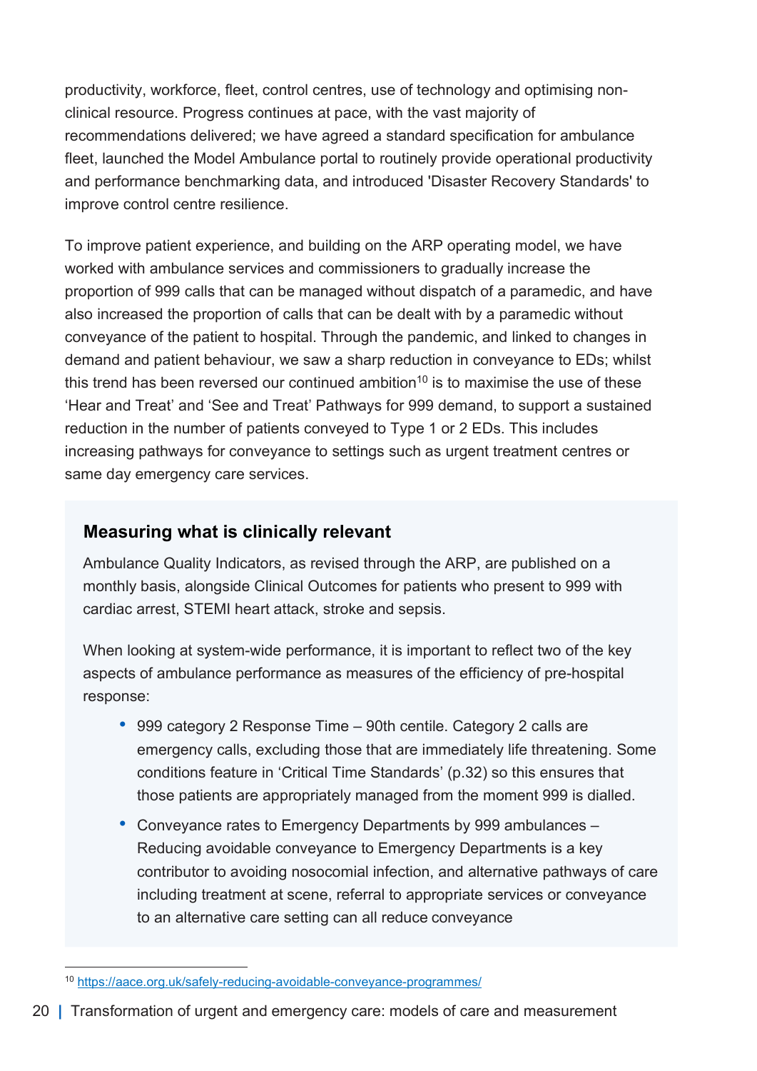productivity, workforce, fleet, control centres, use of technology and optimising non-clinical resource. Progress continues at pace, with the vast majority of recommendations delivered; we have agreed a standard specification for ambulance fleet, launched the Model Ambulance portal to routinely provide operational productivity and performance benchmarking data, and introduced 'Disaster Recovery Standards' to improve control centre resilience.

To improve patient experience, and building on the ARP operating model, we have worked with ambulance services and commissioners to gradually increase the proportion of 999 calls that can be managed without dispatch of a paramedic, and have also increased the proportion of calls that can be dealt with by a paramedic without conveyance of the patient to hospital. Through the pandemic, and linked to changes in demand and patient behaviour, we saw a sharp reduction in conveyance to EDs; whilst this trend has been reversed our continued ambition[10] is to maximise the use of these 'Hear and Treat' and 'See and Treat' Pathways for 999 demand, to support a sustained reduction in the number of patients conveyed to Type 1 or 2 EDs. This includes increasing pathways for conveyance to settings such as urgent treatment centres or same day emergency care services.

### Measuring what is clinically relevant

Ambulance Quality Indicators, as revised through the ARP, are published on a monthly basis, alongside Clinical Outcomes for patients who present to 999 with cardiac arrest, STEMI heart attack, stroke and sepsis.

When looking at system-wide performance, it is important to reflect two of the key aspects of ambulance performance as measures of the efficiency of pre-hospital response:

- 999 category 2 Response Time – 90th centile. Category 2 calls are emergency calls, excluding those that are immediately life threatening. Some conditions feature in 'Critical Time Standards' (p.32) so this ensures that those patients are appropriately managed from the moment 999 is dialled.
- Conveyance rates to Emergency Departments by 999 ambulances – Reducing avoidable conveyance to Emergency Departments is a key contributor to avoiding nosocomial infection, and alternative pathways of care including treatment at scene, referral to appropriate services or conveyance to an alternative care setting can all reduce conveyance

[10] https://aace.org.uk/safely-reducing-avoidable-conveyance-programmes/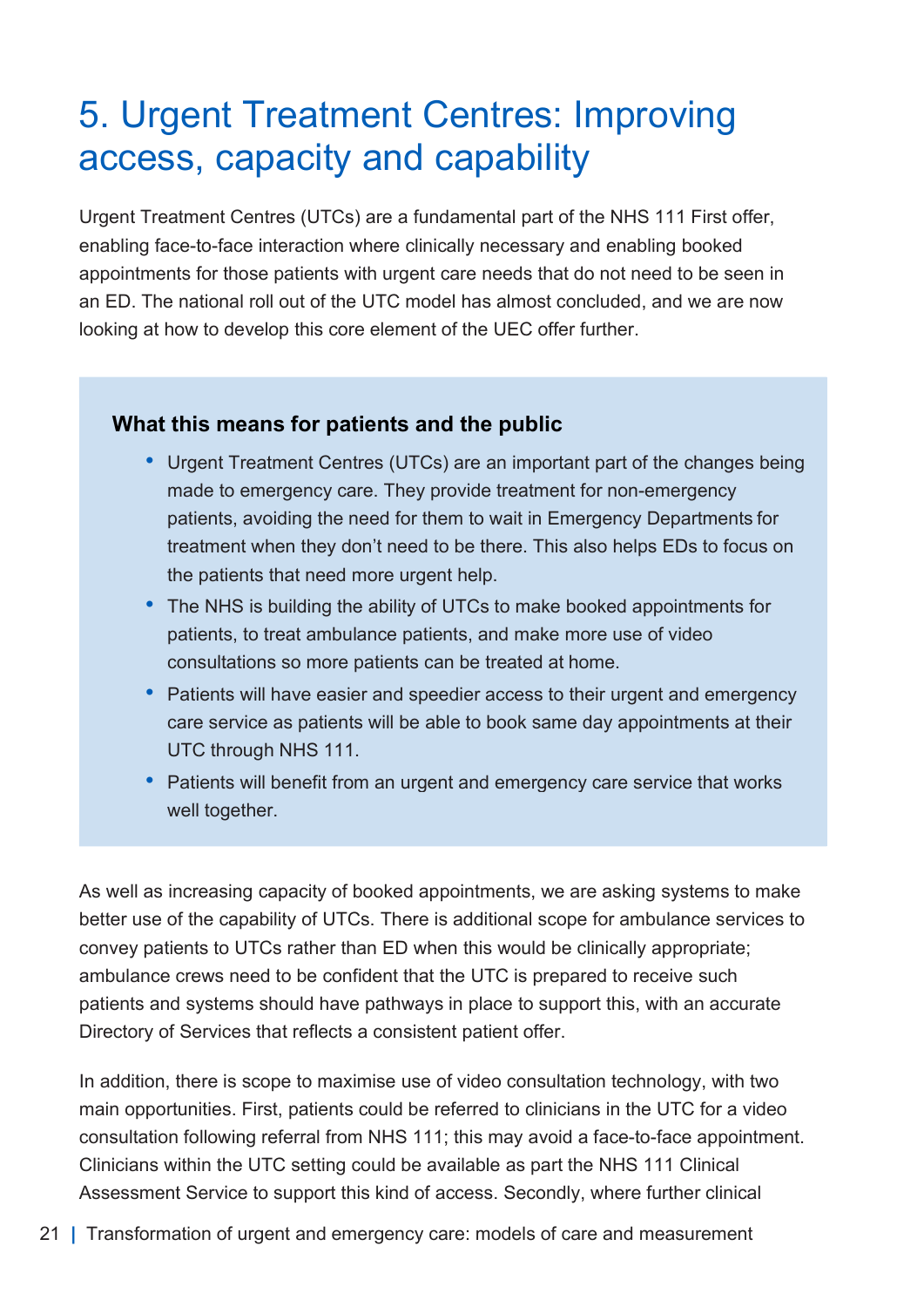# 5. Urgent Treatment Centres: Improving access, capacity and capability

Urgent Treatment Centres (UTCs) are a fundamental part of the NHS 111 First offer, enabling face-to-face interaction where clinically necessary and enabling booked appointments for those patients with urgent care needs that do not need to be seen in an ED. The national roll out of the UTC model has almost concluded, and we are now looking at how to develop this core element of the UEC offer further.

> **What this means for patients and the public**
>
> - Urgent Treatment Centres (UTCs) are an important part of the changes being made to emergency care. They provide treatment for non-emergency patients, avoiding the need for them to wait in Emergency Departments for treatment when they don't need to be there. This also helps EDs to focus on the patients that need more urgent help.
> - The NHS is building the ability of UTCs to make booked appointments for patients, to treat ambulance patients, and make more use of video consultations so more patients can be treated at home.
> - Patients will have easier and speedier access to their urgent and emergency care service as patients will be able to book same day appointments at their UTC through NHS 111.
> - Patients will benefit from an urgent and emergency care service that works well together.

As well as increasing capacity of booked appointments, we are asking systems to make better use of the capability of UTCs. There is additional scope for ambulance services to convey patients to UTCs rather than ED when this would be clinically appropriate; ambulance crews need to be confident that the UTC is prepared to receive such patients and systems should have pathways in place to support this, with an accurate Directory of Services that reflects a consistent patient offer.

In addition, there is scope to maximise use of video consultation technology, with two main opportunities. First, patients could be referred to clinicians in the UTC for a video consultation following referral from NHS 111; this may avoid a face-to-face appointment. Clinicians within the UTC setting could be available as part the NHS 111 Clinical Assessment Service to support this kind of access. Secondly, where further clinical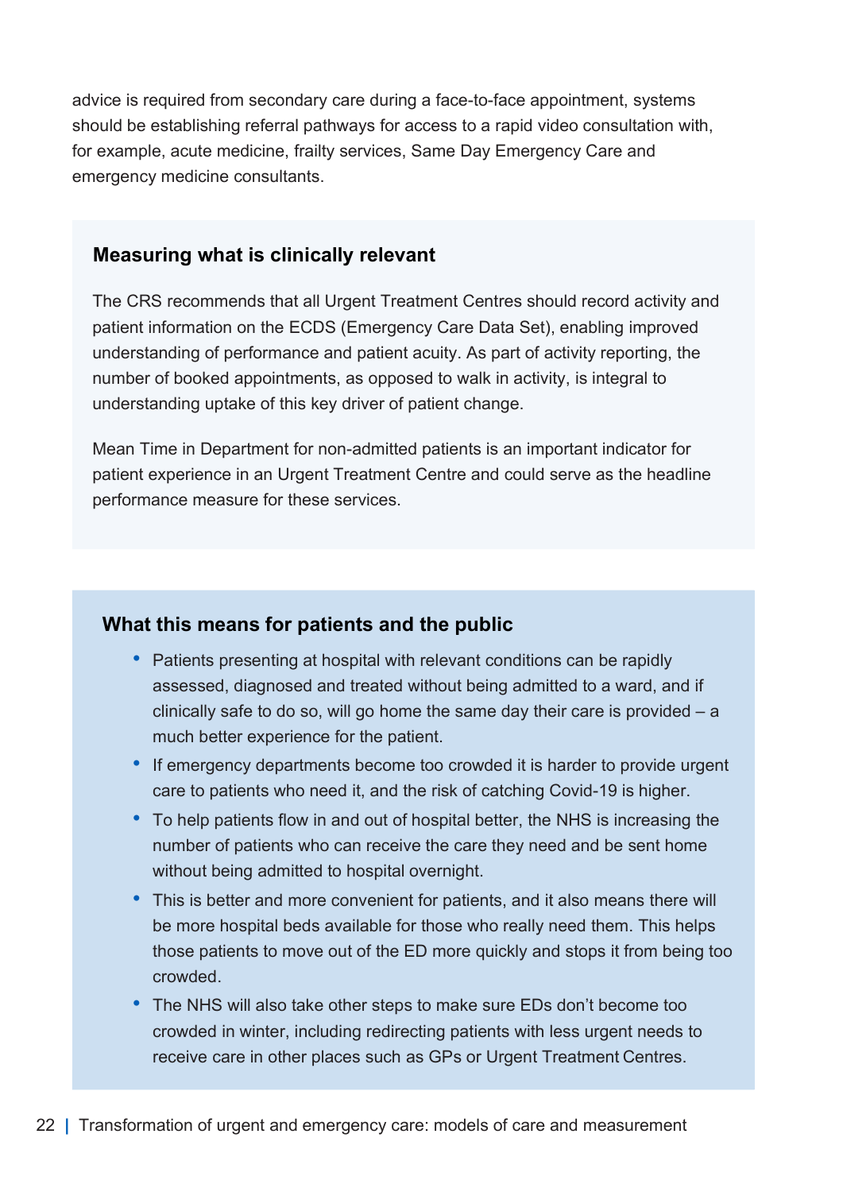advice is required from secondary care during a face-to-face appointment, systems should be establishing referral pathways for access to a rapid video consultation with, for example, acute medicine, frailty services, Same Day Emergency Care and emergency medicine consultants.

### Measuring what is clinically relevant

The CRS recommends that all Urgent Treatment Centres should record activity and patient information on the ECDS (Emergency Care Data Set), enabling improved understanding of performance and patient acuity. As part of activity reporting, the number of booked appointments, as opposed to walk in activity, is integral to understanding uptake of this key driver of patient change.

Mean Time in Department for non-admitted patients is an important indicator for patient experience in an Urgent Treatment Centre and could serve as the headline performance measure for these services.

### What this means for patients and the public

- Patients presenting at hospital with relevant conditions can be rapidly assessed, diagnosed and treated without being admitted to a ward, and if clinically safe to do so, will go home the same day their care is provided – a much better experience for the patient.
- If emergency departments become too crowded it is harder to provide urgent care to patients who need it, and the risk of catching Covid-19 is higher.
- To help patients flow in and out of hospital better, the NHS is increasing the number of patients who can receive the care they need and be sent home without being admitted to hospital overnight.
- This is better and more convenient for patients, and it also means there will be more hospital beds available for those who really need them. This helps those patients to move out of the ED more quickly and stops it from being too crowded.
- The NHS will also take other steps to make sure EDs don't become too crowded in winter, including redirecting patients with less urgent needs to receive care in other places such as GPs or Urgent Treatment Centres.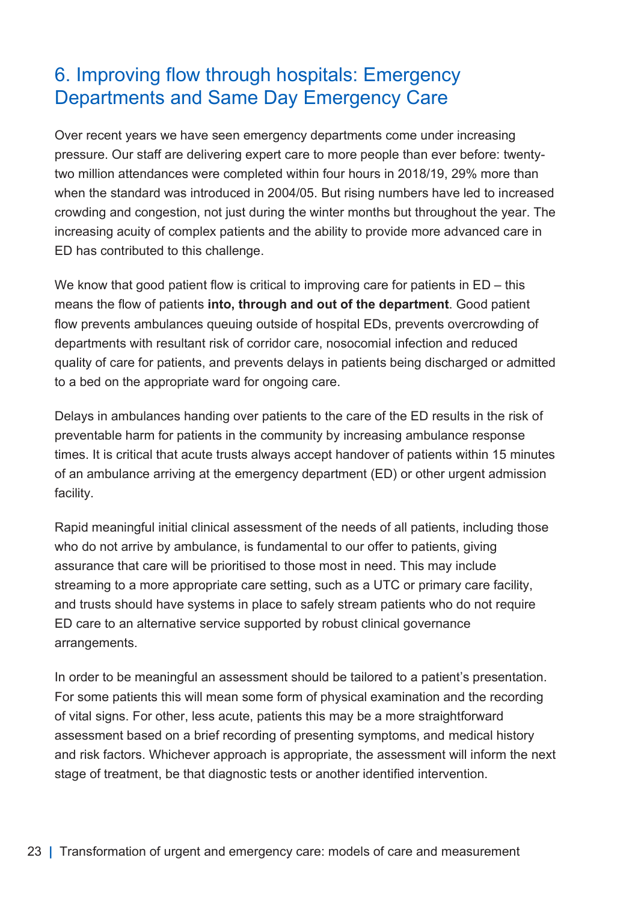## 6. Improving flow through hospitals: Emergency Departments and Same Day Emergency Care

Over recent years we have seen emergency departments come under increasing pressure. Our staff are delivering expert care to more people than ever before: twenty-two million attendances were completed within four hours in 2018/19, 29% more than when the standard was introduced in 2004/05. But rising numbers have led to increased crowding and congestion, not just during the winter months but throughout the year. The increasing acuity of complex patients and the ability to provide more advanced care in ED has contributed to this challenge.

We know that good patient flow is critical to improving care for patients in ED – this means the flow of patients **into, through and out of the department**. Good patient flow prevents ambulances queuing outside of hospital EDs, prevents overcrowding of departments with resultant risk of corridor care, nosocomial infection and reduced quality of care for patients, and prevents delays in patients being discharged or admitted to a bed on the appropriate ward for ongoing care.

Delays in ambulances handing over patients to the care of the ED results in the risk of preventable harm for patients in the community by increasing ambulance response times. It is critical that acute trusts always accept handover of patients within 15 minutes of an ambulance arriving at the emergency department (ED) or other urgent admission facility.

Rapid meaningful initial clinical assessment of the needs of all patients, including those who do not arrive by ambulance, is fundamental to our offer to patients, giving assurance that care will be prioritised to those most in need. This may include streaming to a more appropriate care setting, such as a UTC or primary care facility, and trusts should have systems in place to safely stream patients who do not require ED care to an alternative service supported by robust clinical governance arrangements.

In order to be meaningful an assessment should be tailored to a patient's presentation. For some patients this will mean some form of physical examination and the recording of vital signs. For other, less acute, patients this may be a more straightforward assessment based on a brief recording of presenting symptoms, and medical history and risk factors. Whichever approach is appropriate, the assessment will inform the next stage of treatment, be that diagnostic tests or another identified intervention.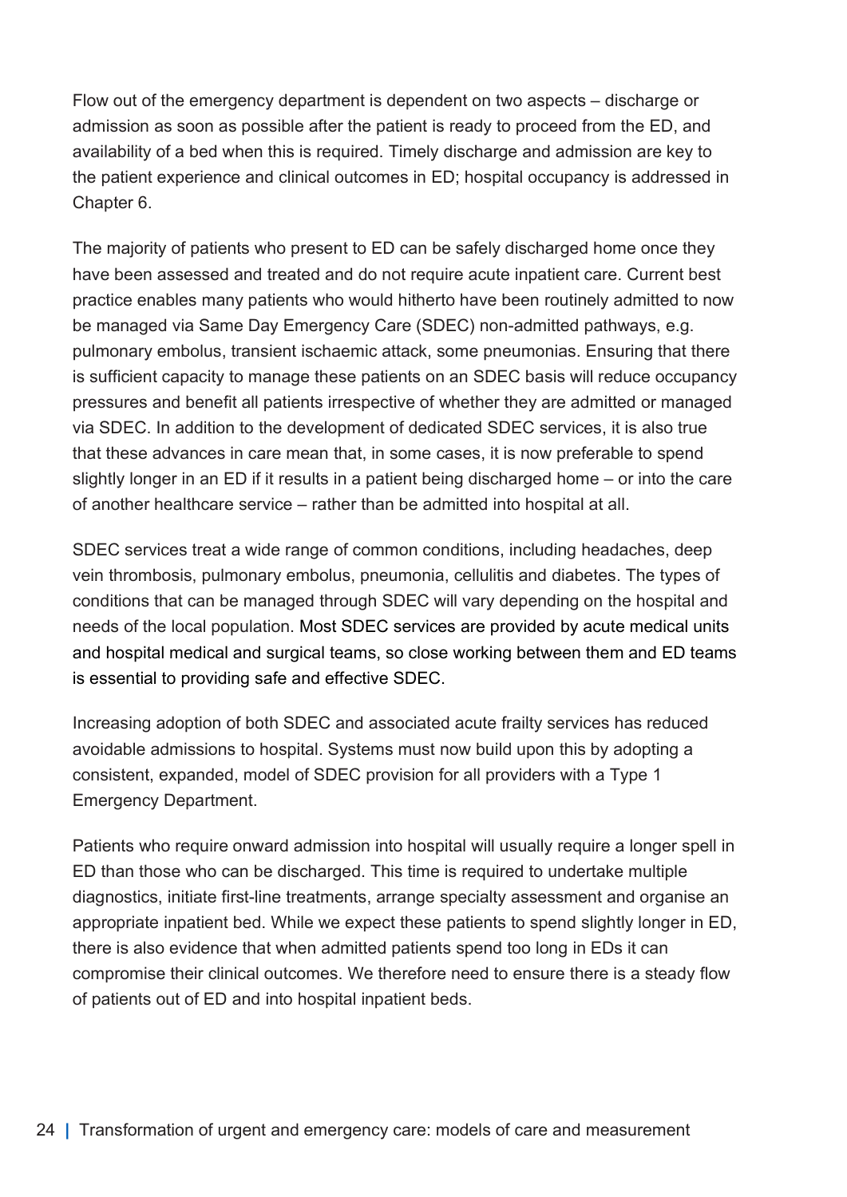Flow out of the emergency department is dependent on two aspects – discharge or admission as soon as possible after the patient is ready to proceed from the ED, and availability of a bed when this is required. Timely discharge and admission are key to the patient experience and clinical outcomes in ED; hospital occupancy is addressed in Chapter 6.

The majority of patients who present to ED can be safely discharged home once they have been assessed and treated and do not require acute inpatient care. Current best practice enables many patients who would hitherto have been routinely admitted to now be managed via Same Day Emergency Care (SDEC) non-admitted pathways, e.g. pulmonary embolus, transient ischaemic attack, some pneumonias. Ensuring that there is sufficient capacity to manage these patients on an SDEC basis will reduce occupancy pressures and benefit all patients irrespective of whether they are admitted or managed via SDEC. In addition to the development of dedicated SDEC services, it is also true that these advances in care mean that, in some cases, it is now preferable to spend slightly longer in an ED if it results in a patient being discharged home – or into the care of another healthcare service – rather than be admitted into hospital at all.

SDEC services treat a wide range of common conditions, including headaches, deep vein thrombosis, pulmonary embolus, pneumonia, cellulitis and diabetes. The types of conditions that can be managed through SDEC will vary depending on the hospital and needs of the local population. Most SDEC services are provided by acute medical units and hospital medical and surgical teams, so close working between them and ED teams is essential to providing safe and effective SDEC.

Increasing adoption of both SDEC and associated acute frailty services has reduced avoidable admissions to hospital. Systems must now build upon this by adopting a consistent, expanded, model of SDEC provision for all providers with a Type 1 Emergency Department.

Patients who require onward admission into hospital will usually require a longer spell in ED than those who can be discharged. This time is required to undertake multiple diagnostics, initiate first-line treatments, arrange specialty assessment and organise an appropriate inpatient bed. While we expect these patients to spend slightly longer in ED, there is also evidence that when admitted patients spend too long in EDs it can compromise their clinical outcomes. We therefore need to ensure there is a steady flow of patients out of ED and into hospital inpatient beds.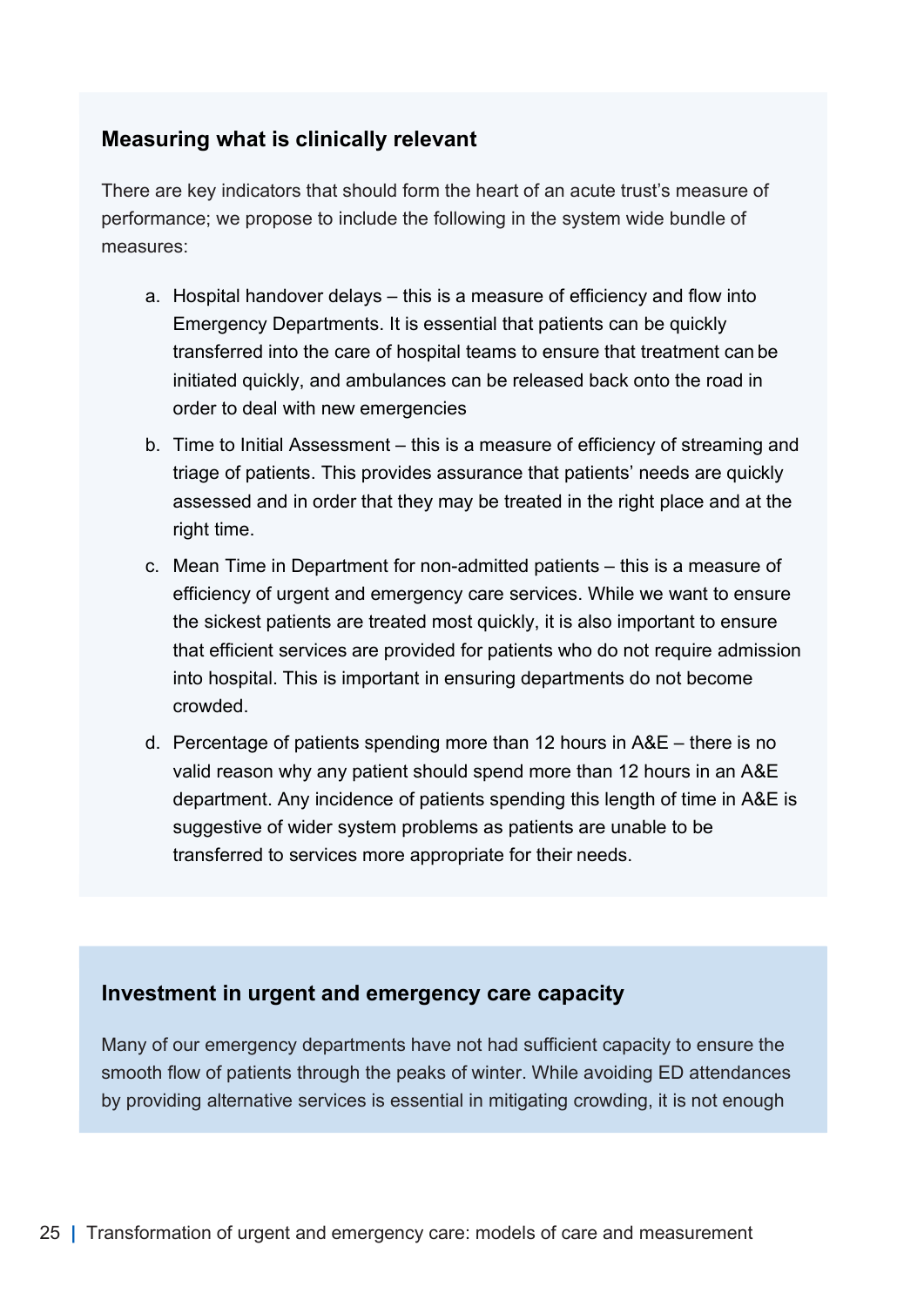### Measuring what is clinically relevant

There are key indicators that should form the heart of an acute trust's measure of performance; we propose to include the following in the system wide bundle of measures:

a. Hospital handover delays – this is a measure of efficiency and flow into Emergency Departments. It is essential that patients can be quickly transferred into the care of hospital teams to ensure that treatment can be initiated quickly, and ambulances can be released back onto the road in order to deal with new emergencies
b. Time to Initial Assessment – this is a measure of efficiency of streaming and triage of patients. This provides assurance that patients' needs are quickly assessed and in order that they may be treated in the right place and at the right time.
c. Mean Time in Department for non-admitted patients – this is a measure of efficiency of urgent and emergency care services. While we want to ensure the sickest patients are treated most quickly, it is also important to ensure that efficient services are provided for patients who do not require admission into hospital. This is important in ensuring departments do not become crowded.
d. Percentage of patients spending more than 12 hours in A&E – there is no valid reason why any patient should spend more than 12 hours in an A&E department. Any incidence of patients spending this length of time in A&E is suggestive of wider system problems as patients are unable to be transferred to services more appropriate for their needs.

### Investment in urgent and emergency care capacity

Many of our emergency departments have not had sufficient capacity to ensure the smooth flow of patients through the peaks of winter. While avoiding ED attendances by providing alternative services is essential in mitigating crowding, it is not enough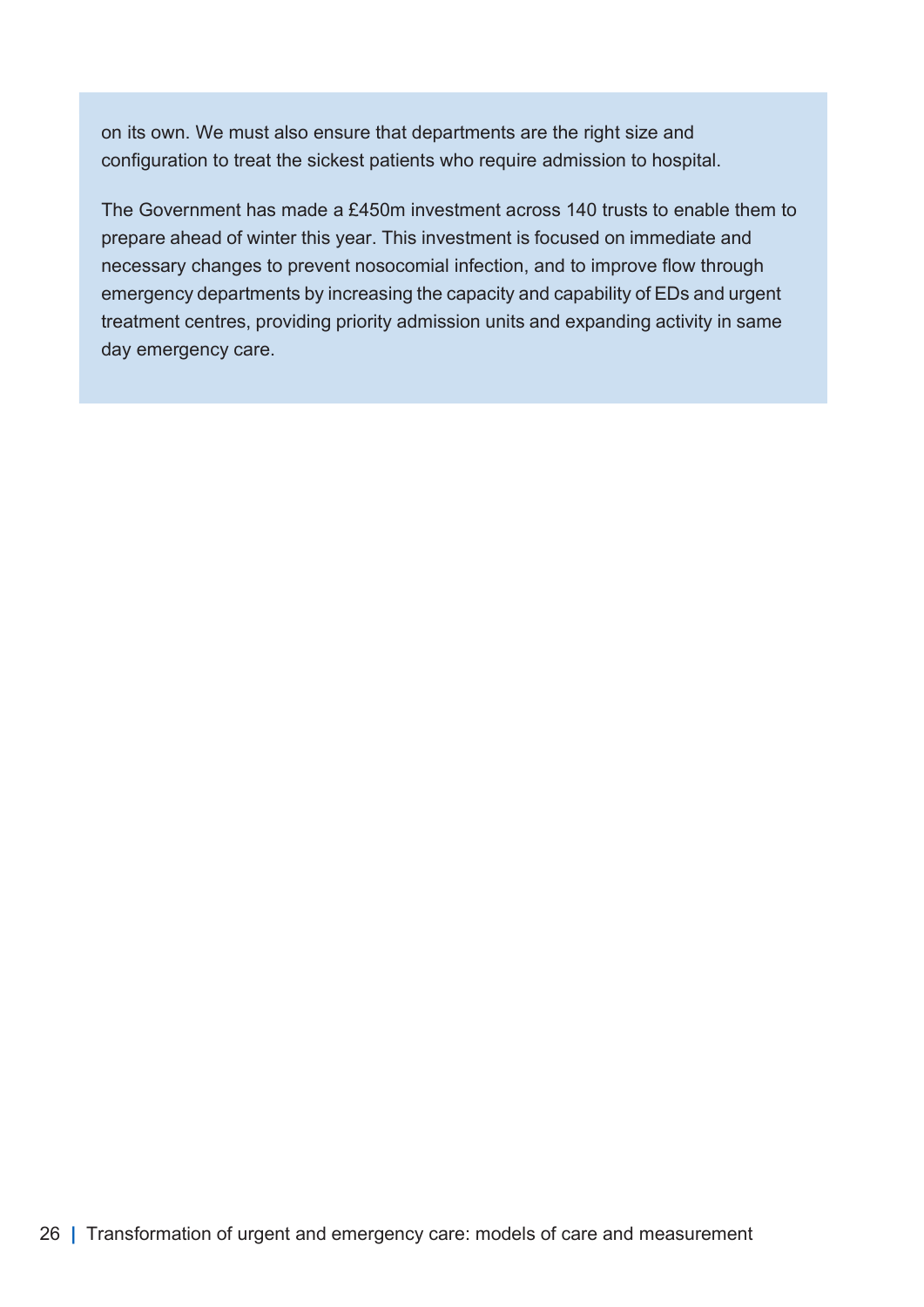on its own. We must also ensure that departments are the right size and configuration to treat the sickest patients who require admission to hospital.

The Government has made a £450m investment across 140 trusts to enable them to prepare ahead of winter this year. This investment is focused on immediate and necessary changes to prevent nosocomial infection, and to improve flow through emergency departments by increasing the capacity and capability of EDs and urgent treatment centres, providing priority admission units and expanding activity in same day emergency care.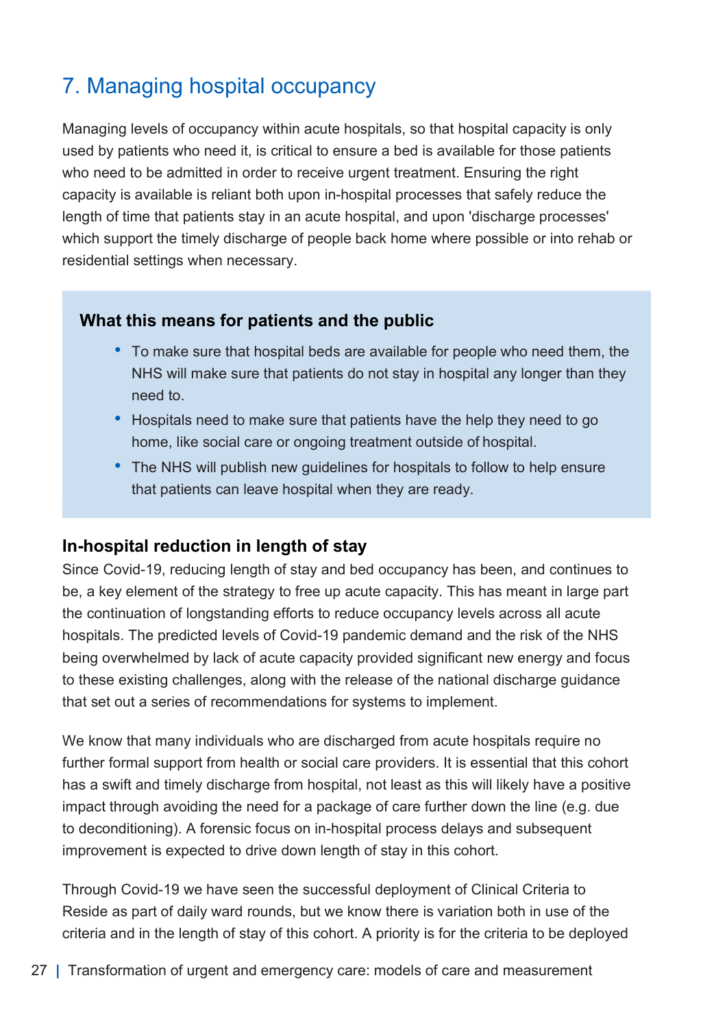## 7. Managing hospital occupancy

Managing levels of occupancy within acute hospitals, so that hospital capacity is only used by patients who need it, is critical to ensure a bed is available for those patients who need to be admitted in order to receive urgent treatment. Ensuring the right capacity is available is reliant both upon in-hospital processes that safely reduce the length of time that patients stay in an acute hospital, and upon 'discharge processes' which support the timely discharge of people back home where possible or into rehab or residential settings when necessary.

> **What this means for patients and the public**
>
> - To make sure that hospital beds are available for people who need them, the NHS will make sure that patients do not stay in hospital any longer than they need to.
> - Hospitals need to make sure that patients have the help they need to go home, like social care or ongoing treatment outside of hospital.
> - The NHS will publish new guidelines for hospitals to follow to help ensure that patients can leave hospital when they are ready.

### In-hospital reduction in length of stay

Since Covid-19, reducing length of stay and bed occupancy has been, and continues to be, a key element of the strategy to free up acute capacity. This has meant in large part the continuation of longstanding efforts to reduce occupancy levels across all acute hospitals. The predicted levels of Covid-19 pandemic demand and the risk of the NHS being overwhelmed by lack of acute capacity provided significant new energy and focus to these existing challenges, along with the release of the national discharge guidance that set out a series of recommendations for systems to implement.

We know that many individuals who are discharged from acute hospitals require no further formal support from health or social care providers. It is essential that this cohort has a swift and timely discharge from hospital, not least as this will likely have a positive impact through avoiding the need for a package of care further down the line (e.g. due to deconditioning). A forensic focus on in-hospital process delays and subsequent improvement is expected to drive down length of stay in this cohort.

Through Covid-19 we have seen the successful deployment of Clinical Criteria to Reside as part of daily ward rounds, but we know there is variation both in use of the criteria and in the length of stay of this cohort. A priority is for the criteria to be deployed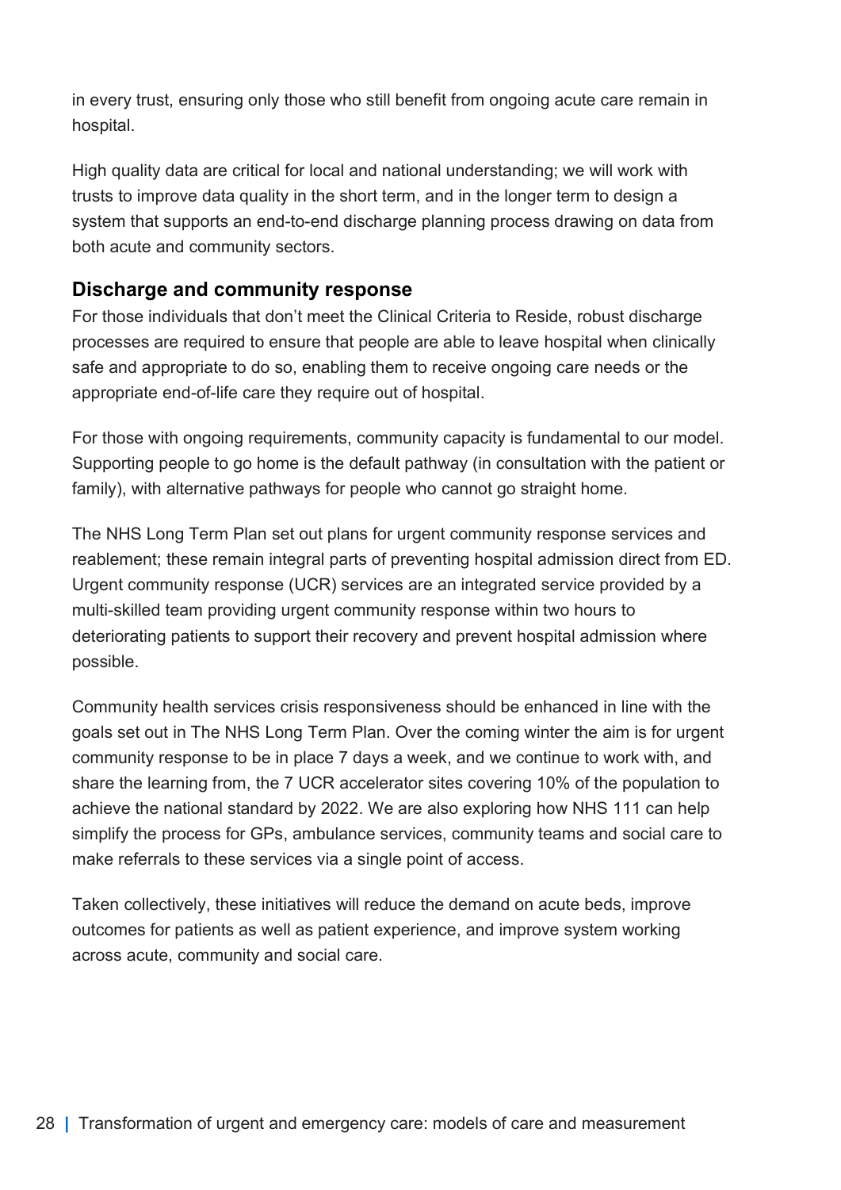in every trust, ensuring only those who still benefit from ongoing acute care remain in hospital.

High quality data are critical for local and national understanding; we will work with trusts to improve data quality in the short term, and in the longer term to design a system that supports an end-to-end discharge planning process drawing on data from both acute and community sectors.

### Discharge and community response

For those individuals that don't meet the Clinical Criteria to Reside, robust discharge processes are required to ensure that people are able to leave hospital when clinically safe and appropriate to do so, enabling them to receive ongoing care needs or the appropriate end-of-life care they require out of hospital.

For those with ongoing requirements, community capacity is fundamental to our model. Supporting people to go home is the default pathway (in consultation with the patient or family), with alternative pathways for people who cannot go straight home.

The NHS Long Term Plan set out plans for urgent community response services and reablement; these remain integral parts of preventing hospital admission direct from ED. Urgent community response (UCR) services are an integrated service provided by a multi-skilled team providing urgent community response within two hours to deteriorating patients to support their recovery and prevent hospital admission where possible.

Community health services crisis responsiveness should be enhanced in line with the goals set out in The NHS Long Term Plan. Over the coming winter the aim is for urgent community response to be in place 7 days a week, and we continue to work with, and share the learning from, the 7 UCR accelerator sites covering 10% of the population to achieve the national standard by 2022. We are also exploring how NHS 111 can help simplify the process for GPs, ambulance services, community teams and social care to make referrals to these services via a single point of access.

Taken collectively, these initiatives will reduce the demand on acute beds, improve outcomes for patients as well as patient experience, and improve system working across acute, community and social care.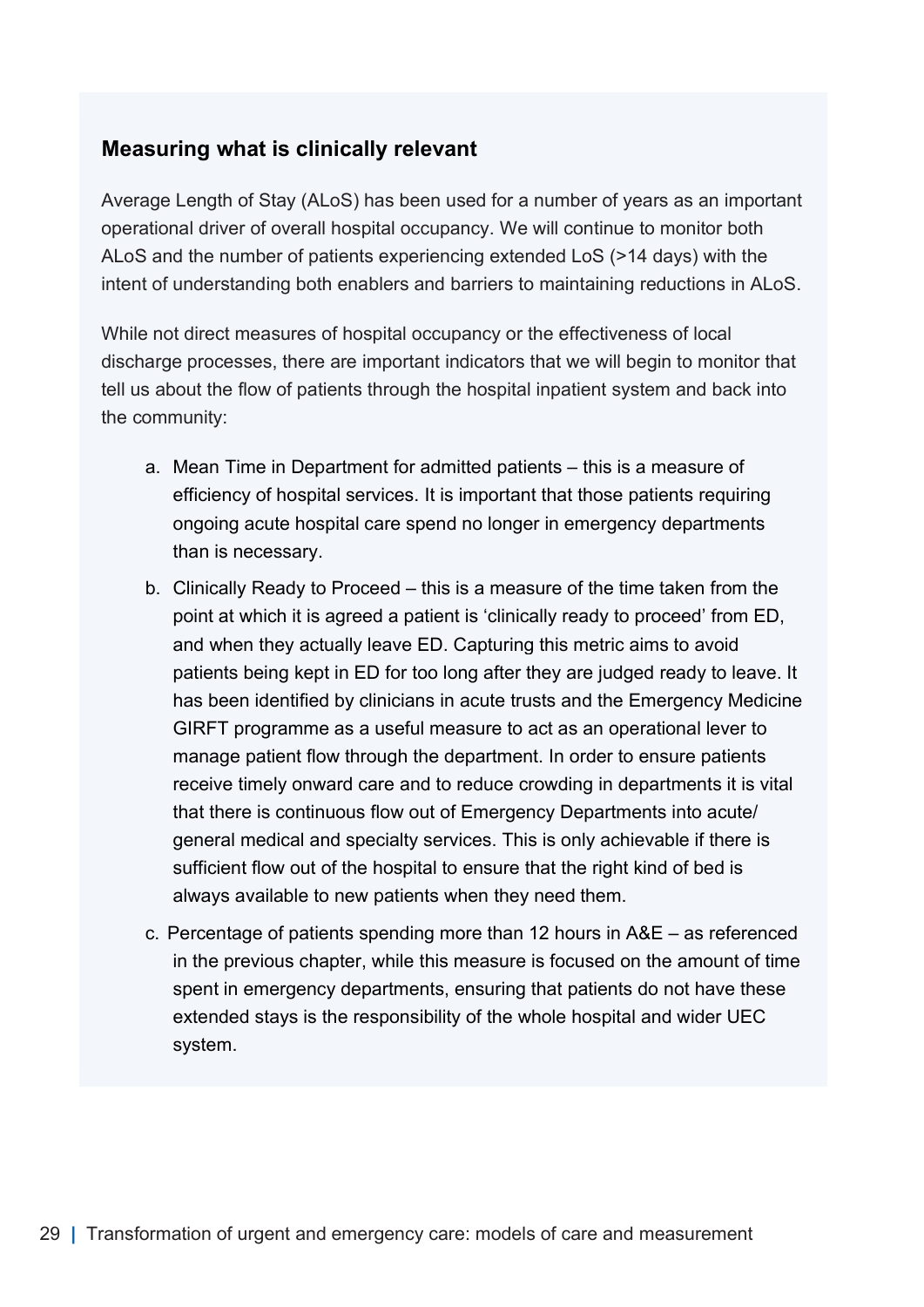### Measuring what is clinically relevant

Average Length of Stay (ALoS) has been used for a number of years as an important operational driver of overall hospital occupancy. We will continue to monitor both ALoS and the number of patients experiencing extended LoS (>14 days) with the intent of understanding both enablers and barriers to maintaining reductions in ALoS.

While not direct measures of hospital occupancy or the effectiveness of local discharge processes, there are important indicators that we will begin to monitor that tell us about the flow of patients through the hospital inpatient system and back into the community:

a. Mean Time in Department for admitted patients – this is a measure of efficiency of hospital services. It is important that those patients requiring ongoing acute hospital care spend no longer in emergency departments than is necessary.

b. Clinically Ready to Proceed – this is a measure of the time taken from the point at which it is agreed a patient is 'clinically ready to proceed' from ED, and when they actually leave ED. Capturing this metric aims to avoid patients being kept in ED for too long after they are judged ready to leave. It has been identified by clinicians in acute trusts and the Emergency Medicine GIRFT programme as a useful measure to act as an operational lever to manage patient flow through the department. In order to ensure patients receive timely onward care and to reduce crowding in departments it is vital that there is continuous flow out of Emergency Departments into acute/general medical and specialty services. This is only achievable if there is sufficient flow out of the hospital to ensure that the right kind of bed is always available to new patients when they need them.

c. Percentage of patients spending more than 12 hours in A&E – as referenced in the previous chapter, while this measure is focused on the amount of time spent in emergency departments, ensuring that patients do not have these extended stays is the responsibility of the whole hospital and wider UEC system.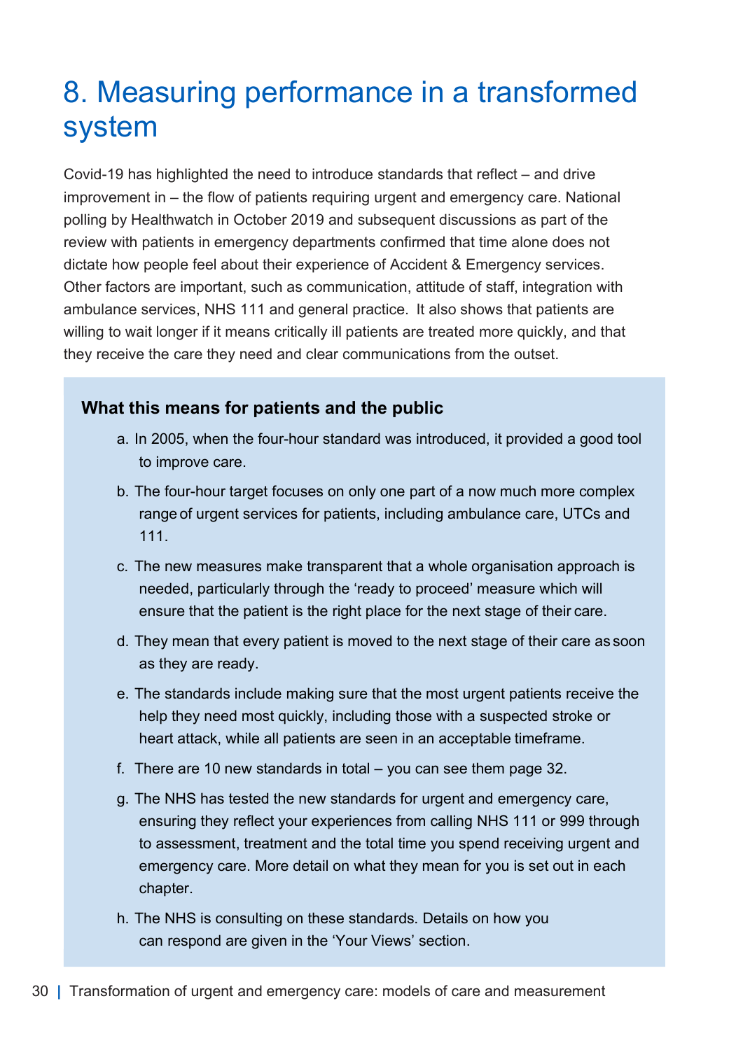# 8. Measuring performance in a transformed system

Covid-19 has highlighted the need to introduce standards that reflect – and drive improvement in – the flow of patients requiring urgent and emergency care. National polling by Healthwatch in October 2019 and subsequent discussions as part of the review with patients in emergency departments confirmed that time alone does not dictate how people feel about their experience of Accident & Emergency services. Other factors are important, such as communication, attitude of staff, integration with ambulance services, NHS 111 and general practice. It also shows that patients are willing to wait longer if it means critically ill patients are treated more quickly, and that they receive the care they need and clear communications from the outset.

**What this means for patients and the public**

a. In 2005, when the four-hour standard was introduced, it provided a good tool to improve care.

b. The four-hour target focuses on only one part of a now much more complex range of urgent services for patients, including ambulance care, UTCs and 111.

c. The new measures make transparent that a whole organisation approach is needed, particularly through the 'ready to proceed' measure which will ensure that the patient is the right place for the next stage of their care.

d. They mean that every patient is moved to the next stage of their care as soon as they are ready.

e. The standards include making sure that the most urgent patients receive the help they need most quickly, including those with a suspected stroke or heart attack, while all patients are seen in an acceptable timeframe.

f. There are 10 new standards in total – you can see them page 32.

g. The NHS has tested the new standards for urgent and emergency care, ensuring they reflect your experiences from calling NHS 111 or 999 through to assessment, treatment and the total time you spend receiving urgent and emergency care. More detail on what they mean for you is set out in each chapter.

h. The NHS is consulting on these standards. Details on how you can respond are given in the 'Your Views' section.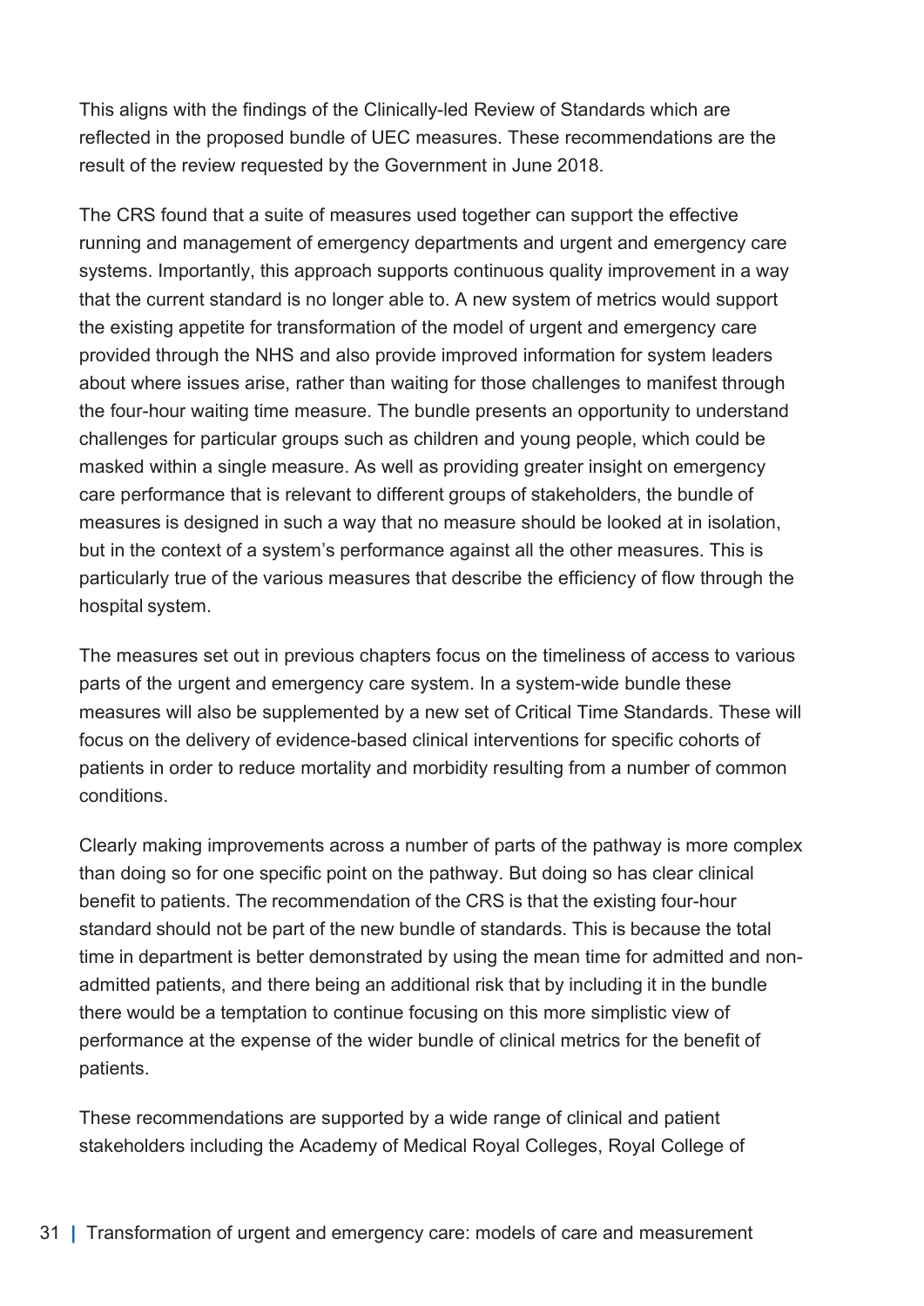This aligns with the findings of the Clinically-led Review of Standards which are reflected in the proposed bundle of UEC measures. These recommendations are the result of the review requested by the Government in June 2018.

The CRS found that a suite of measures used together can support the effective running and management of emergency departments and urgent and emergency care systems. Importantly, this approach supports continuous quality improvement in a way that the current standard is no longer able to. A new system of metrics would support the existing appetite for transformation of the model of urgent and emergency care provided through the NHS and also provide improved information for system leaders about where issues arise, rather than waiting for those challenges to manifest through the four-hour waiting time measure. The bundle presents an opportunity to understand challenges for particular groups such as children and young people, which could be masked within a single measure. As well as providing greater insight on emergency care performance that is relevant to different groups of stakeholders, the bundle of measures is designed in such a way that no measure should be looked at in isolation, but in the context of a system's performance against all the other measures. This is particularly true of the various measures that describe the efficiency of flow through the hospital system.

The measures set out in previous chapters focus on the timeliness of access to various parts of the urgent and emergency care system. In a system-wide bundle these measures will also be supplemented by a new set of Critical Time Standards. These will focus on the delivery of evidence-based clinical interventions for specific cohorts of patients in order to reduce mortality and morbidity resulting from a number of common conditions.

Clearly making improvements across a number of parts of the pathway is more complex than doing so for one specific point on the pathway. But doing so has clear clinical benefit to patients. The recommendation of the CRS is that the existing four-hour standard should not be part of the new bundle of standards. This is because the total time in department is better demonstrated by using the mean time for admitted and non-admitted patients, and there being an additional risk that by including it in the bundle there would be a temptation to continue focusing on this more simplistic view of performance at the expense of the wider bundle of clinical metrics for the benefit of patients.

These recommendations are supported by a wide range of clinical and patient stakeholders including the Academy of Medical Royal Colleges, Royal College of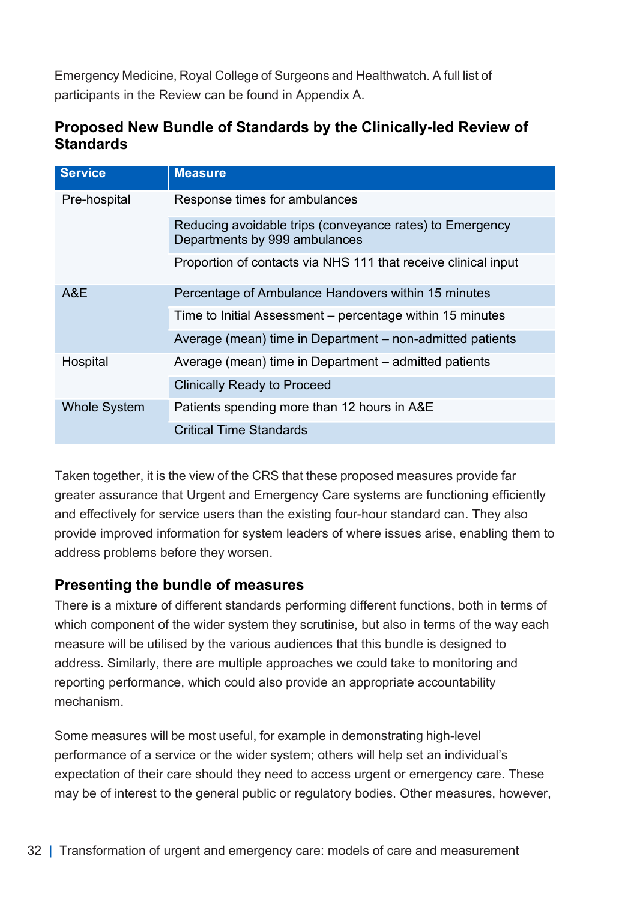Emergency Medicine, Royal College of Surgeons and Healthwatch. A full list of participants in the Review can be found in Appendix A.

### Proposed New Bundle of Standards by the Clinically-led Review of Standards

| Service | Measure |
|---|---|
| Pre-hospital | Response times for ambulances |
| | Reducing avoidable trips (conveyance rates) to Emergency Departments by 999 ambulances |
| | Proportion of contacts via NHS 111 that receive clinical input |
| A&E | Percentage of Ambulance Handovers within 15 minutes |
| | Time to Initial Assessment – percentage within 15 minutes |
| | Average (mean) time in Department – non-admitted patients |
| Hospital | Average (mean) time in Department – admitted patients |
| | Clinically Ready to Proceed |
| Whole System | Patients spending more than 12 hours in A&E |
| | Critical Time Standards |

Taken together, it is the view of the CRS that these proposed measures provide far greater assurance that Urgent and Emergency Care systems are functioning efficiently and effectively for service users than the existing four-hour standard can. They also provide improved information for system leaders of where issues arise, enabling them to address problems before they worsen.

### Presenting the bundle of measures

There is a mixture of different standards performing different functions, both in terms of which component of the wider system they scrutinise, but also in terms of the way each measure will be utilised by the various audiences that this bundle is designed to address. Similarly, there are multiple approaches we could take to monitoring and reporting performance, which could also provide an appropriate accountability mechanism.

Some measures will be most useful, for example in demonstrating high-level performance of a service or the wider system; others will help set an individual's expectation of their care should they need to access urgent or emergency care. These may be of interest to the general public or regulatory bodies. Other measures, however,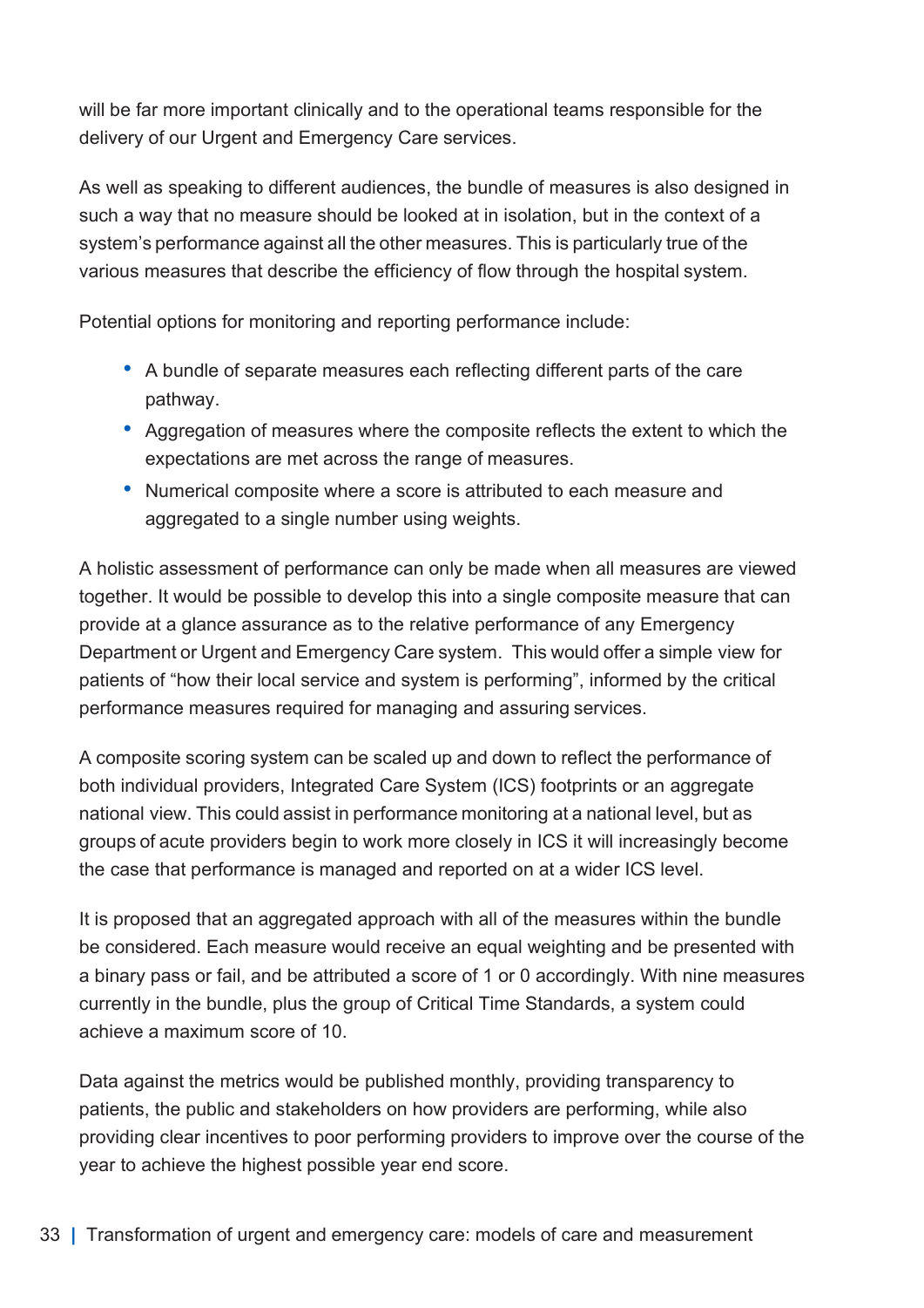will be far more important clinically and to the operational teams responsible for the delivery of our Urgent and Emergency Care services.

As well as speaking to different audiences, the bundle of measures is also designed in such a way that no measure should be looked at in isolation, but in the context of a system's performance against all the other measures. This is particularly true of the various measures that describe the efficiency of flow through the hospital system.

Potential options for monitoring and reporting performance include:

- A bundle of separate measures each reflecting different parts of the care pathway.
- Aggregation of measures where the composite reflects the extent to which the expectations are met across the range of measures.
- Numerical composite where a score is attributed to each measure and aggregated to a single number using weights.

A holistic assessment of performance can only be made when all measures are viewed together. It would be possible to develop this into a single composite measure that can provide at a glance assurance as to the relative performance of any Emergency Department or Urgent and Emergency Care system. This would offer a simple view for patients of "how their local service and system is performing", informed by the critical performance measures required for managing and assuring services.

A composite scoring system can be scaled up and down to reflect the performance of both individual providers, Integrated Care System (ICS) footprints or an aggregate national view. This could assist in performance monitoring at a national level, but as groups of acute providers begin to work more closely in ICS it will increasingly become the case that performance is managed and reported on at a wider ICS level.

It is proposed that an aggregated approach with all of the measures within the bundle be considered. Each measure would receive an equal weighting and be presented with a binary pass or fail, and be attributed a score of 1 or 0 accordingly. With nine measures currently in the bundle, plus the group of Critical Time Standards, a system could achieve a maximum score of 10.

Data against the metrics would be published monthly, providing transparency to patients, the public and stakeholders on how providers are performing, while also providing clear incentives to poor performing providers to improve over the course of the year to achieve the highest possible year end score.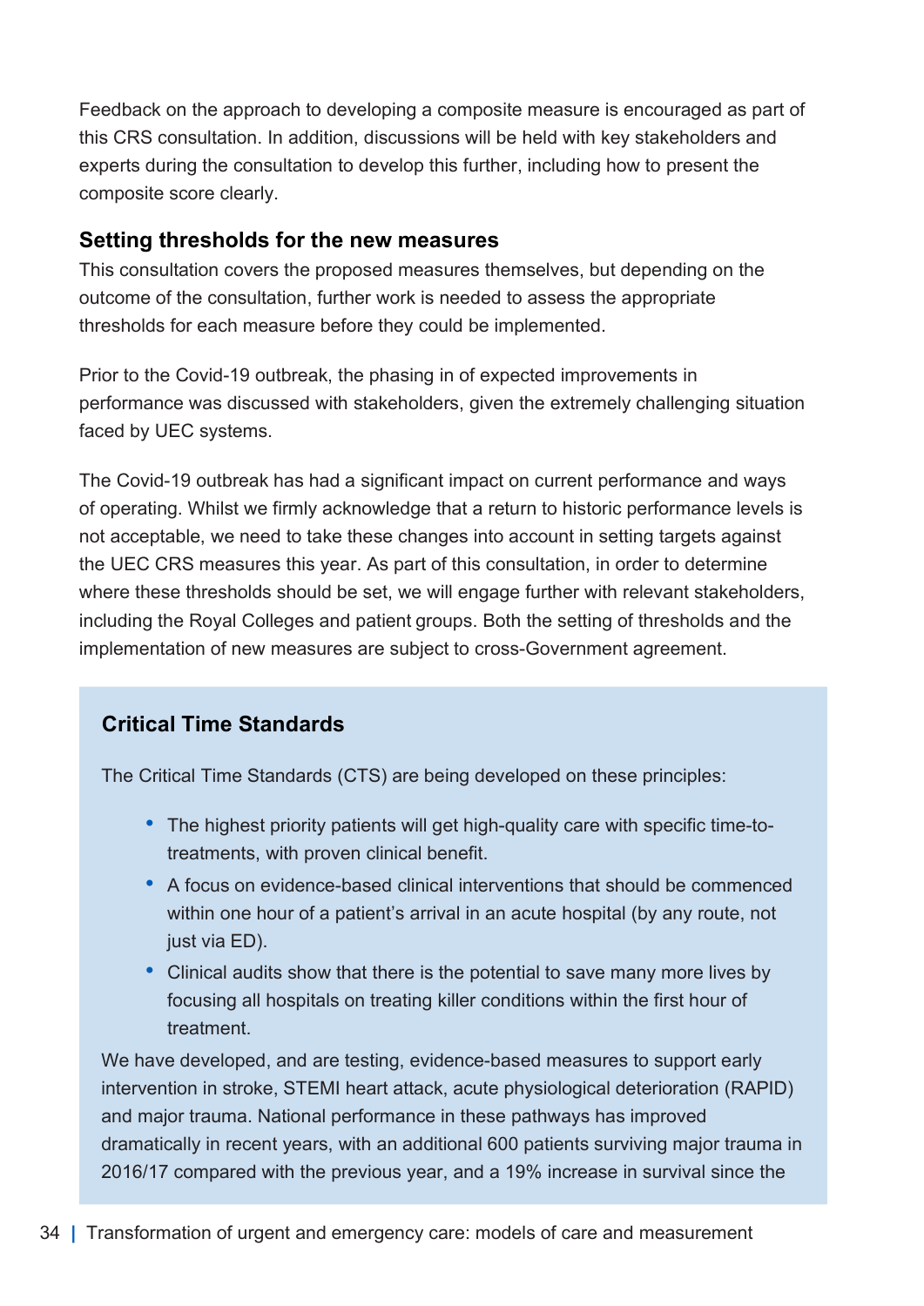Feedback on the approach to developing a composite measure is encouraged as part of this CRS consultation. In addition, discussions will be held with key stakeholders and experts during the consultation to develop this further, including how to present the composite score clearly.

### Setting thresholds for the new measures

This consultation covers the proposed measures themselves, but depending on the outcome of the consultation, further work is needed to assess the appropriate thresholds for each measure before they could be implemented.

Prior to the Covid-19 outbreak, the phasing in of expected improvements in performance was discussed with stakeholders, given the extremely challenging situation faced by UEC systems.

The Covid-19 outbreak has had a significant impact on current performance and ways of operating. Whilst we firmly acknowledge that a return to historic performance levels is not acceptable, we need to take these changes into account in setting targets against the UEC CRS measures this year. As part of this consultation, in order to determine where these thresholds should be set, we will engage further with relevant stakeholders, including the Royal Colleges and patient groups. Both the setting of thresholds and the implementation of new measures are subject to cross-Government agreement.

### Critical Time Standards

The Critical Time Standards (CTS) are being developed on these principles:

- The highest priority patients will get high-quality care with specific time-to-treatments, with proven clinical benefit.
- A focus on evidence-based clinical interventions that should be commenced within one hour of a patient's arrival in an acute hospital (by any route, not just via ED).
- Clinical audits show that there is the potential to save many more lives by focusing all hospitals on treating killer conditions within the first hour of treatment.

We have developed, and are testing, evidence-based measures to support early intervention in stroke, STEMI heart attack, acute physiological deterioration (RAPID) and major trauma. National performance in these pathways has improved dramatically in recent years, with an additional 600 patients surviving major trauma in 2016/17 compared with the previous year, and a 19% increase in survival since the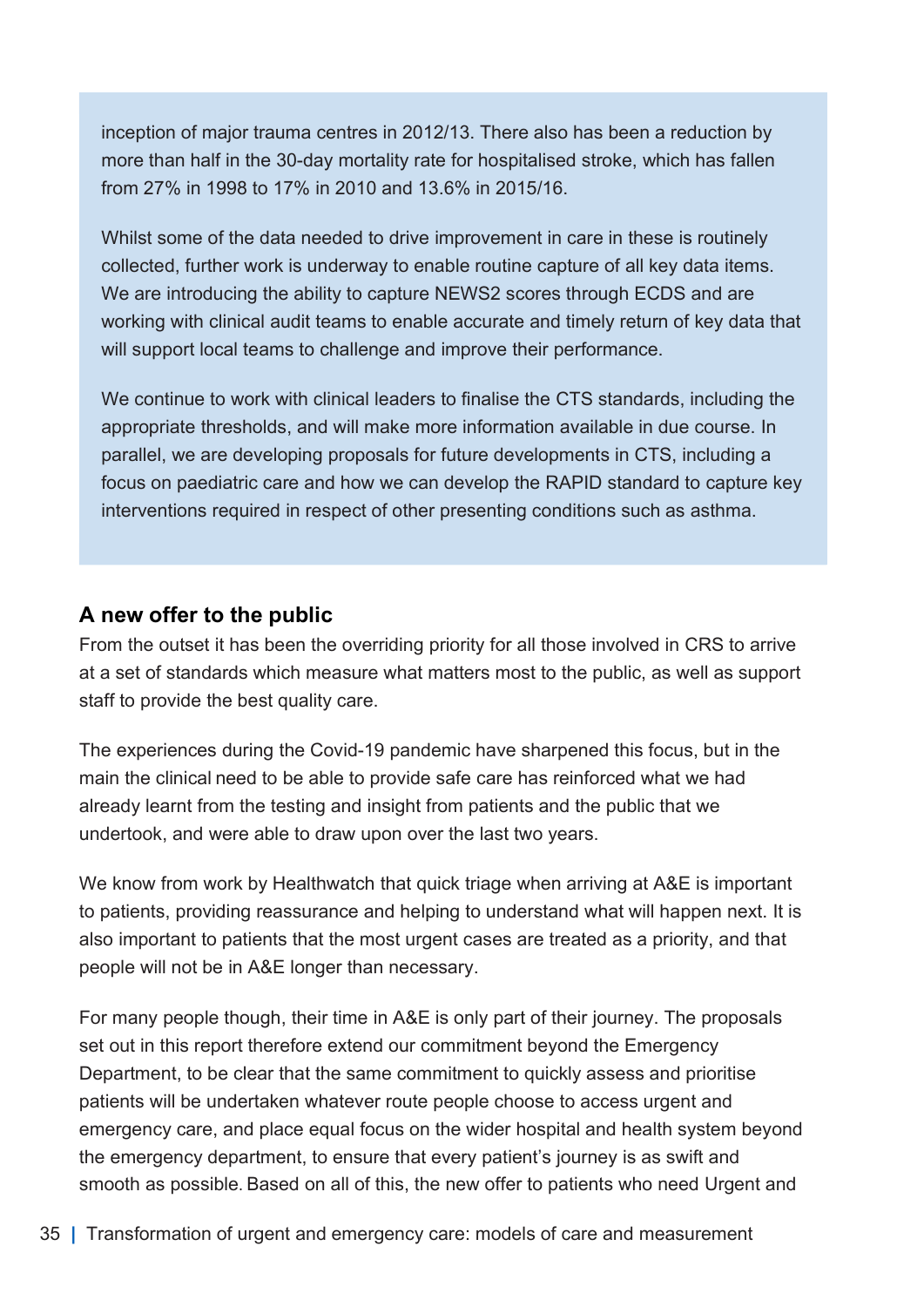inception of major trauma centres in 2012/13. There also has been a reduction by more than half in the 30-day mortality rate for hospitalised stroke, which has fallen from 27% in 1998 to 17% in 2010 and 13.6% in 2015/16.

Whilst some of the data needed to drive improvement in care in these is routinely collected, further work is underway to enable routine capture of all key data items. We are introducing the ability to capture NEWS2 scores through ECDS and are working with clinical audit teams to enable accurate and timely return of key data that will support local teams to challenge and improve their performance.

We continue to work with clinical leaders to finalise the CTS standards, including the appropriate thresholds, and will make more information available in due course. In parallel, we are developing proposals for future developments in CTS, including a focus on paediatric care and how we can develop the RAPID standard to capture key interventions required in respect of other presenting conditions such as asthma.

### A new offer to the public

From the outset it has been the overriding priority for all those involved in CRS to arrive at a set of standards which measure what matters most to the public, as well as support staff to provide the best quality care.

The experiences during the Covid-19 pandemic have sharpened this focus, but in the main the clinical need to be able to provide safe care has reinforced what we had already learnt from the testing and insight from patients and the public that we undertook, and were able to draw upon over the last two years.

We know from work by Healthwatch that quick triage when arriving at A&E is important to patients, providing reassurance and helping to understand what will happen next. It is also important to patients that the most urgent cases are treated as a priority, and that people will not be in A&E longer than necessary.

For many people though, their time in A&E is only part of their journey. The proposals set out in this report therefore extend our commitment beyond the Emergency Department, to be clear that the same commitment to quickly assess and prioritise patients will be undertaken whatever route people choose to access urgent and emergency care, and place equal focus on the wider hospital and health system beyond the emergency department, to ensure that every patient's journey is as swift and smooth as possible. Based on all of this, the new offer to patients who need Urgent and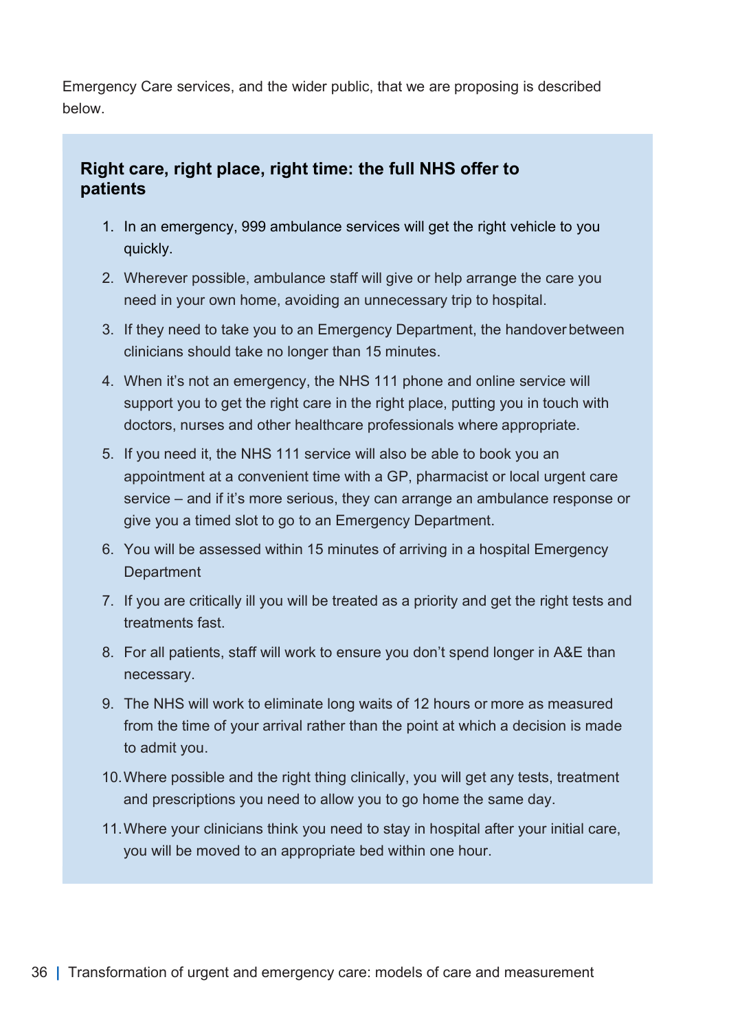Emergency Care services, and the wider public, that we are proposing is described below.

### Right care, right place, right time: the full NHS offer to patients

1. In an emergency, 999 ambulance services will get the right vehicle to you quickly.
2. Wherever possible, ambulance staff will give or help arrange the care you need in your own home, avoiding an unnecessary trip to hospital.
3. If they need to take you to an Emergency Department, the handover between clinicians should take no longer than 15 minutes.
4. When it's not an emergency, the NHS 111 phone and online service will support you to get the right care in the right place, putting you in touch with doctors, nurses and other healthcare professionals where appropriate.
5. If you need it, the NHS 111 service will also be able to book you an appointment at a convenient time with a GP, pharmacist or local urgent care service – and if it's more serious, they can arrange an ambulance response or give you a timed slot to go to an Emergency Department.
6. You will be assessed within 15 minutes of arriving in a hospital Emergency Department
7. If you are critically ill you will be treated as a priority and get the right tests and treatments fast.
8. For all patients, staff will work to ensure you don't spend longer in A&E than necessary.
9. The NHS will work to eliminate long waits of 12 hours or more as measured from the time of your arrival rather than the point at which a decision is made to admit you.
10. Where possible and the right thing clinically, you will get any tests, treatment and prescriptions you need to allow you to go home the same day.
11. Where your clinicians think you need to stay in hospital after your initial care, you will be moved to an appropriate bed within one hour.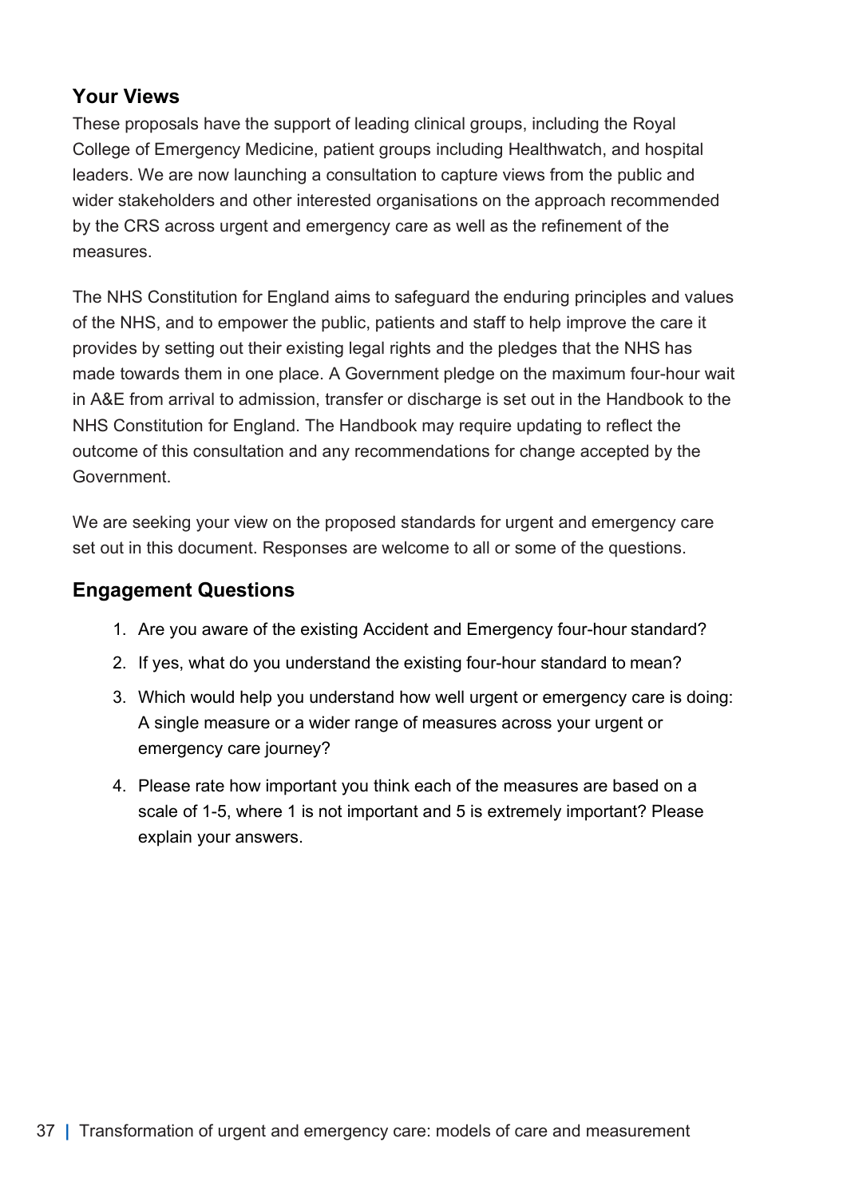## Your Views

These proposals have the support of leading clinical groups, including the Royal College of Emergency Medicine, patient groups including Healthwatch, and hospital leaders. We are now launching a consultation to capture views from the public and wider stakeholders and other interested organisations on the approach recommended by the CRS across urgent and emergency care as well as the refinement of the measures.

The NHS Constitution for England aims to safeguard the enduring principles and values of the NHS, and to empower the public, patients and staff to help improve the care it provides by setting out their existing legal rights and the pledges that the NHS has made towards them in one place. A Government pledge on the maximum four-hour wait in A&E from arrival to admission, transfer or discharge is set out in the Handbook to the NHS Constitution for England. The Handbook may require updating to reflect the outcome of this consultation and any recommendations for change accepted by the Government.

We are seeking your view on the proposed standards for urgent and emergency care set out in this document. Responses are welcome to all or some of the questions.

## Engagement Questions

1. Are you aware of the existing Accident and Emergency four-hour standard?
2. If yes, what do you understand the existing four-hour standard to mean?
3. Which would help you understand how well urgent or emergency care is doing: A single measure or a wider range of measures across your urgent or emergency care journey?
4. Please rate how important you think each of the measures are based on a scale of 1-5, where 1 is not important and 5 is extremely important? Please explain your answers.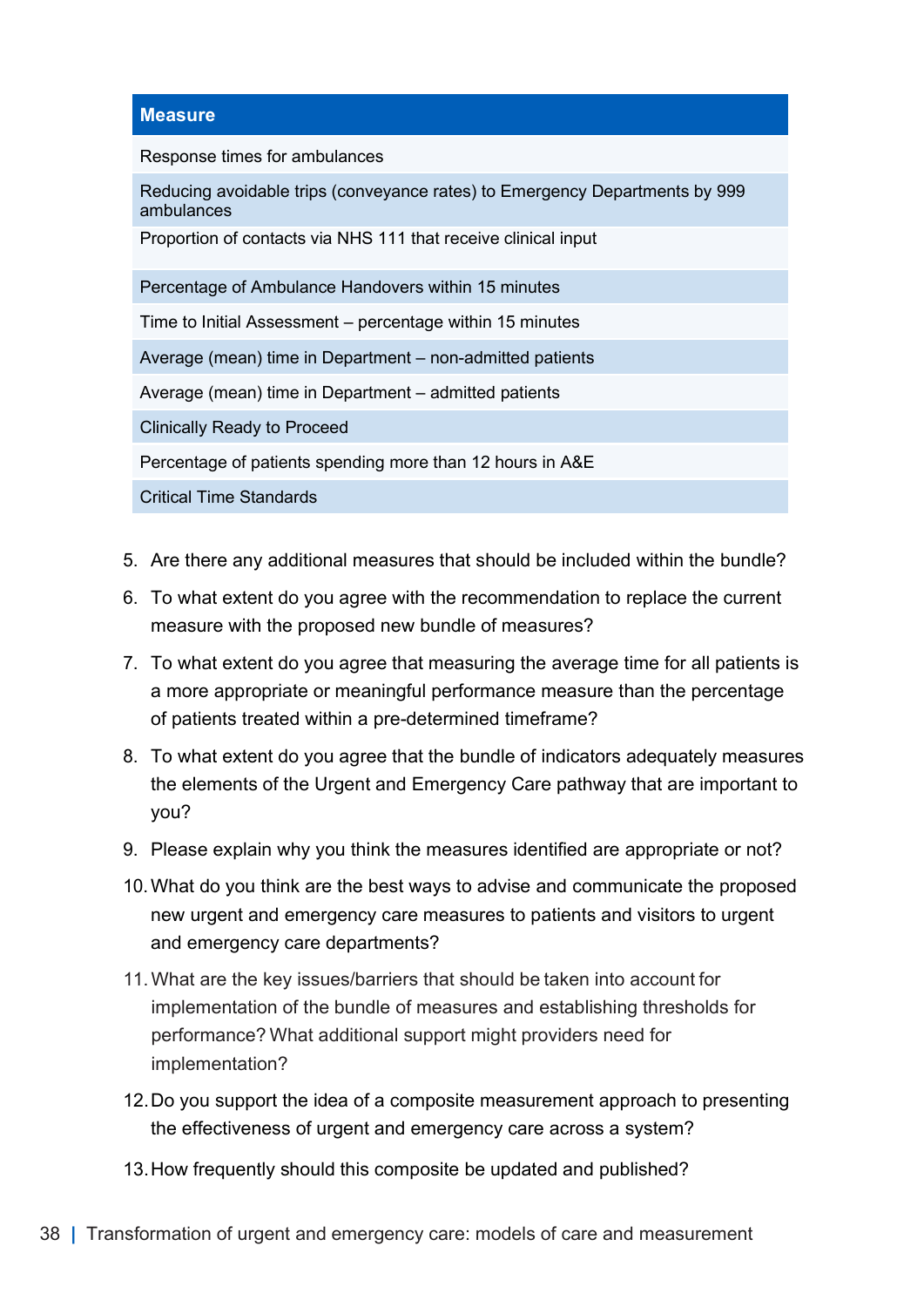| Measure |
| --- |
| Response times for ambulances |
| Reducing avoidable trips (conveyance rates) to Emergency Departments by 999 ambulances |
| Proportion of contacts via NHS 111 that receive clinical input |
| Percentage of Ambulance Handovers within 15 minutes |
| Time to Initial Assessment – percentage within 15 minutes |
| Average (mean) time in Department – non-admitted patients |
| Average (mean) time in Department – admitted patients |
| Clinically Ready to Proceed |
| Percentage of patients spending more than 12 hours in A&E |
| Critical Time Standards |

5. Are there any additional measures that should be included within the bundle?
6. To what extent do you agree with the recommendation to replace the current measure with the proposed new bundle of measures?
7. To what extent do you agree that measuring the average time for all patients is a more appropriate or meaningful performance measure than the percentage of patients treated within a pre-determined timeframe?
8. To what extent do you agree that the bundle of indicators adequately measures the elements of the Urgent and Emergency Care pathway that are important to you?
9. Please explain why you think the measures identified are appropriate or not?
10. What do you think are the best ways to advise and communicate the proposed new urgent and emergency care measures to patients and visitors to urgent and emergency care departments?
11. What are the key issues/barriers that should be taken into account for implementation of the bundle of measures and establishing thresholds for performance? What additional support might providers need for implementation?
12. Do you support the idea of a composite measurement approach to presenting the effectiveness of urgent and emergency care across a system?
13. How frequently should this composite be updated and published?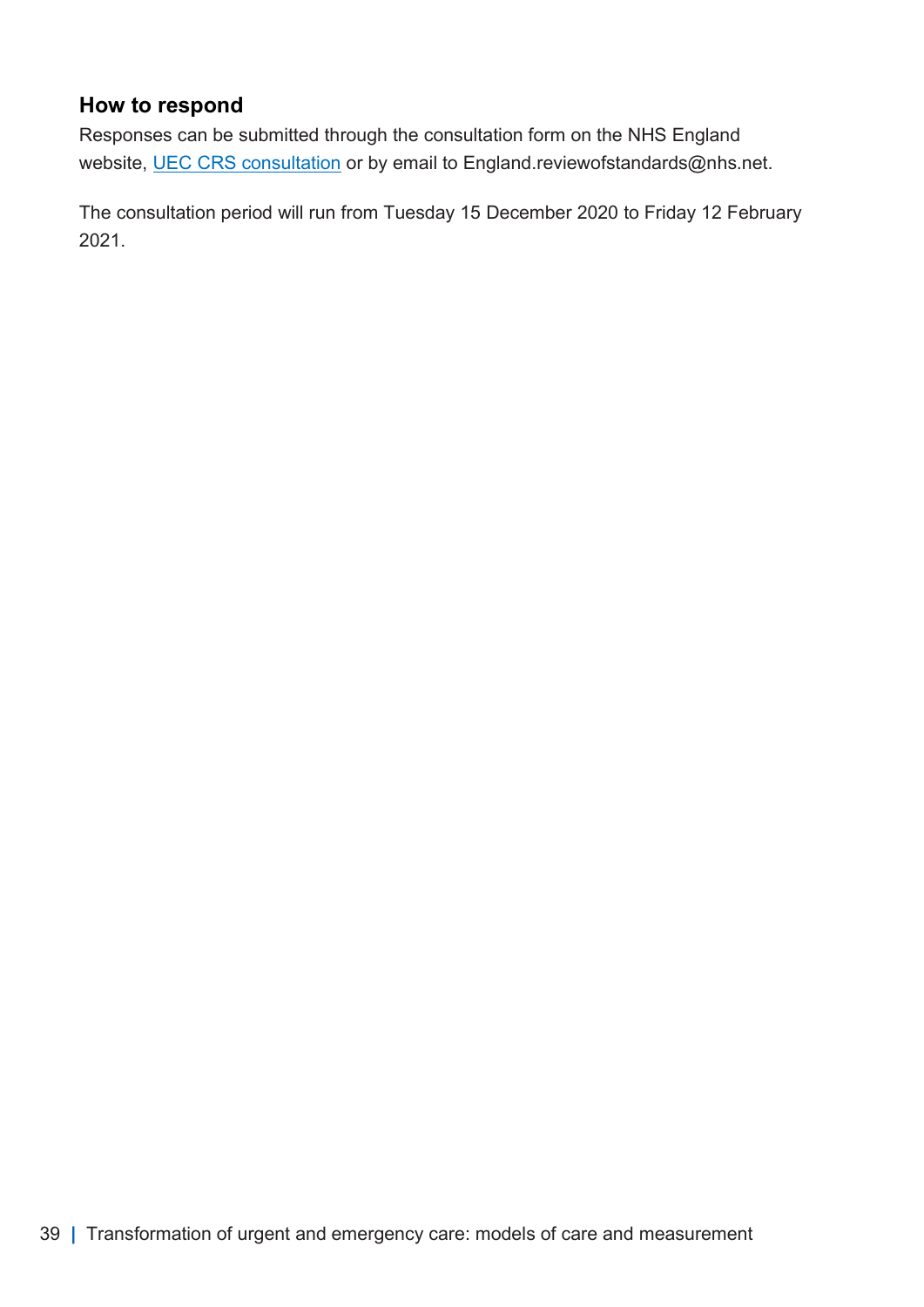### How to respond

Responses can be submitted through the consultation form on the NHS England website, [UEC CRS consultation] or by email to England.reviewofstandards@nhs.net.

The consultation period will run from Tuesday 15 December 2020 to Friday 12 February 2021.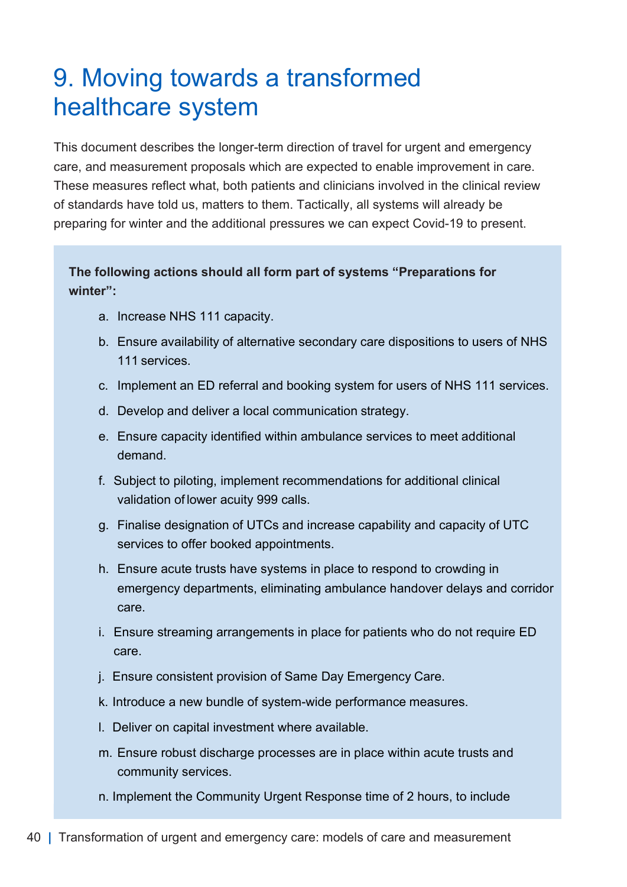# 9. Moving towards a transformed healthcare system

This document describes the longer-term direction of travel for urgent and emergency care, and measurement proposals which are expected to enable improvement in care. These measures reflect what, both patients and clinicians involved in the clinical review of standards have told us, matters to them. Tactically, all systems will already be preparing for winter and the additional pressures we can expect Covid-19 to present.

**The following actions should all form part of systems "Preparations for winter":**

a. Increase NHS 111 capacity.

b. Ensure availability of alternative secondary care dispositions to users of NHS 111 services.

c. Implement an ED referral and booking system for users of NHS 111 services.

d. Develop and deliver a local communication strategy.

e. Ensure capacity identified within ambulance services to meet additional demand.

f. Subject to piloting, implement recommendations for additional clinical validation of lower acuity 999 calls.

g. Finalise designation of UTCs and increase capability and capacity of UTC services to offer booked appointments.

h. Ensure acute trusts have systems in place to respond to crowding in emergency departments, eliminating ambulance handover delays and corridor care.

i. Ensure streaming arrangements in place for patients who do not require ED care.

j. Ensure consistent provision of Same Day Emergency Care.

k. Introduce a new bundle of system-wide performance measures.

l. Deliver on capital investment where available.

m. Ensure robust discharge processes are in place within acute trusts and community services.

n. Implement the Community Urgent Response time of 2 hours, to include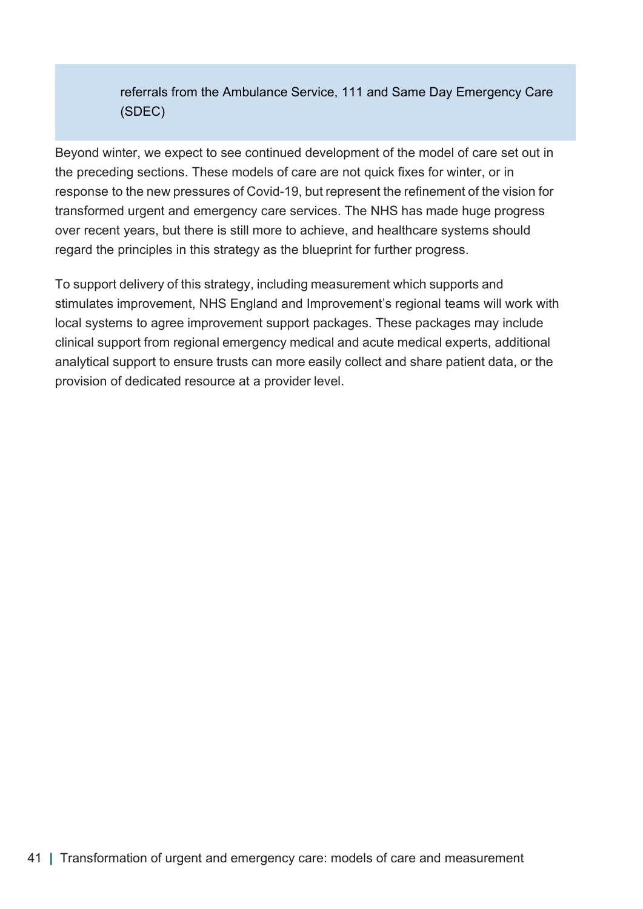> referrals from the Ambulance Service, 111 and Same Day Emergency Care (SDEC)

Beyond winter, we expect to see continued development of the model of care set out in the preceding sections. These models of care are not quick fixes for winter, or in response to the new pressures of Covid-19, but represent the refinement of the vision for transformed urgent and emergency care services. The NHS has made huge progress over recent years, but there is still more to achieve, and healthcare systems should regard the principles in this strategy as the blueprint for further progress.

To support delivery of this strategy, including measurement which supports and stimulates improvement, NHS England and Improvement's regional teams will work with local systems to agree improvement support packages. These packages may include clinical support from regional emergency medical and acute medical experts, additional analytical support to ensure trusts can more easily collect and share patient data, or the provision of dedicated resource at a provider level.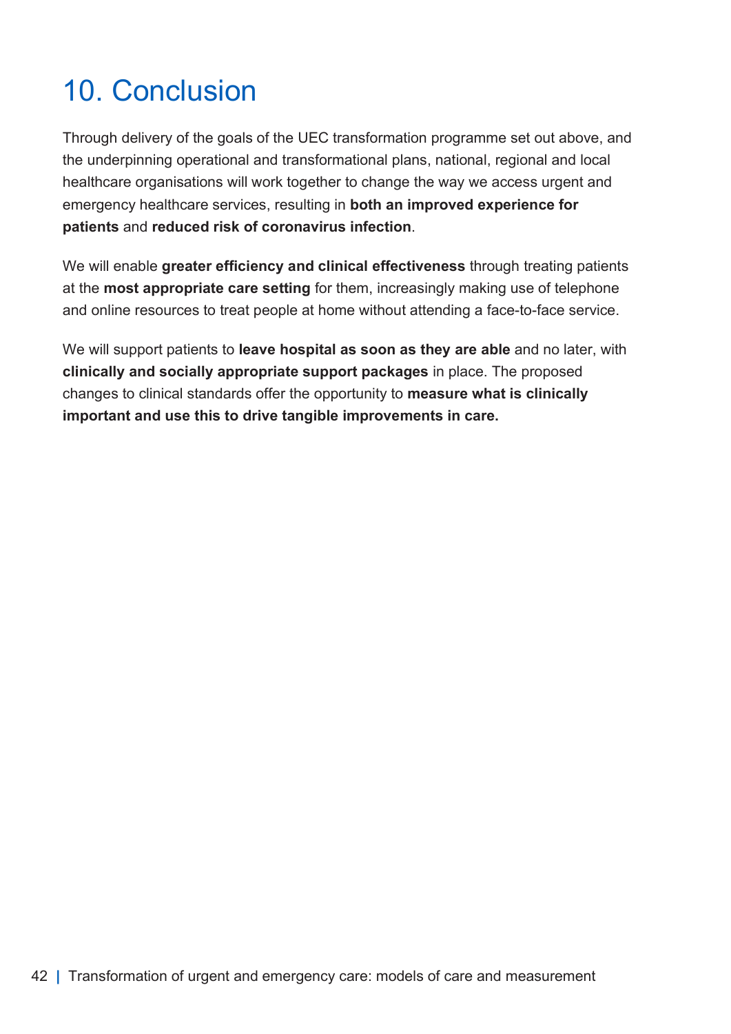# 10. Conclusion

Through delivery of the goals of the UEC transformation programme set out above, and the underpinning operational and transformational plans, national, regional and local healthcare organisations will work together to change the way we access urgent and emergency healthcare services, resulting in **both an improved experience for patients** and **reduced risk of coronavirus infection**.

We will enable **greater efficiency and clinical effectiveness** through treating patients at the **most appropriate care setting** for them, increasingly making use of telephone and online resources to treat people at home without attending a face-to-face service.

We will support patients to **leave hospital as soon as they are able** and no later, with **clinically and socially appropriate support packages** in place. The proposed changes to clinical standards offer the opportunity to **measure what is clinically important and use this to drive tangible improvements in care.**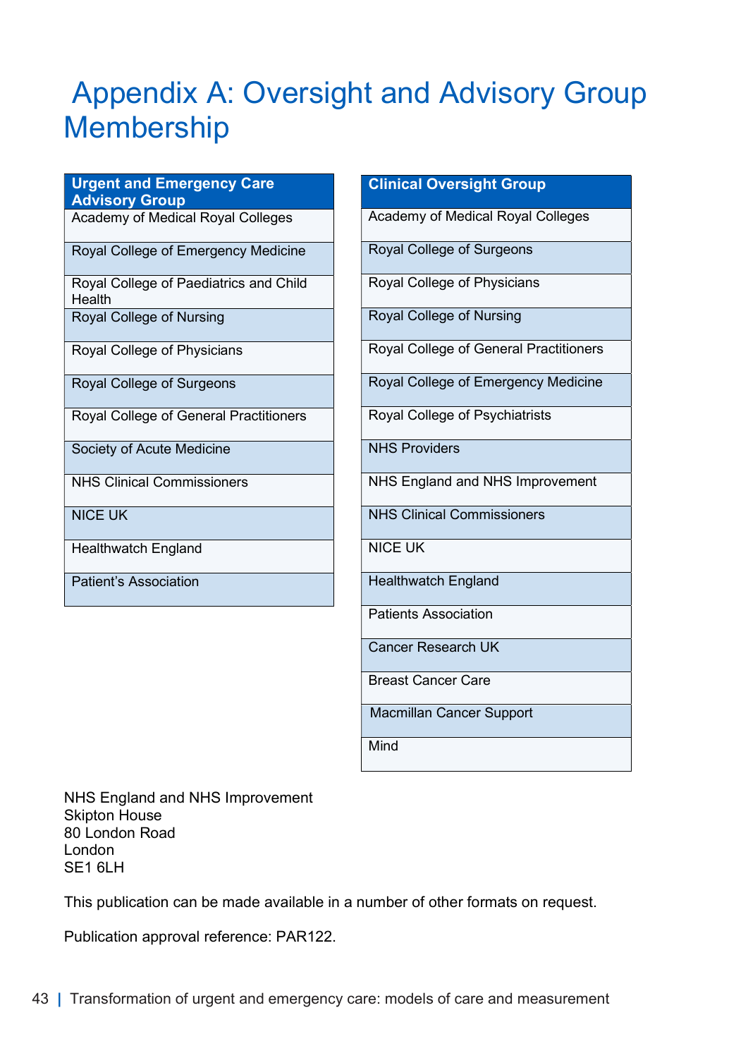# Appendix A: Oversight and Advisory Group Membership

| Urgent and Emergency Care Advisory Group |
|---|
| Academy of Medical Royal Colleges |
| Royal College of Emergency Medicine |
| Royal College of Paediatrics and Child Health |
| Royal College of Nursing |
| Royal College of Physicians |
| Royal College of Surgeons |
| Royal College of General Practitioners |
| Society of Acute Medicine |
| NHS Clinical Commissioners |
| NICE UK |
| Healthwatch England |
| Patient's Association |

| Clinical Oversight Group |
|---|
| Academy of Medical Royal Colleges |
| Royal College of Surgeons |
| Royal College of Physicians |
| Royal College of Nursing |
| Royal College of General Practitioners |
| Royal College of Emergency Medicine |
| Royal College of Psychiatrists |
| NHS Providers |
| NHS England and NHS Improvement |
| NHS Clinical Commissioners |
| NICE UK |
| Healthwatch England |
| Patients Association |
| Cancer Research UK |
| Breast Cancer Care |
| Macmillan Cancer Support |
| Mind |

NHS England and NHS Improvement
Skipton House
80 London Road
London
SE1 6LH

This publication can be made available in a number of other formats on request.

Publication approval reference: PAR122.